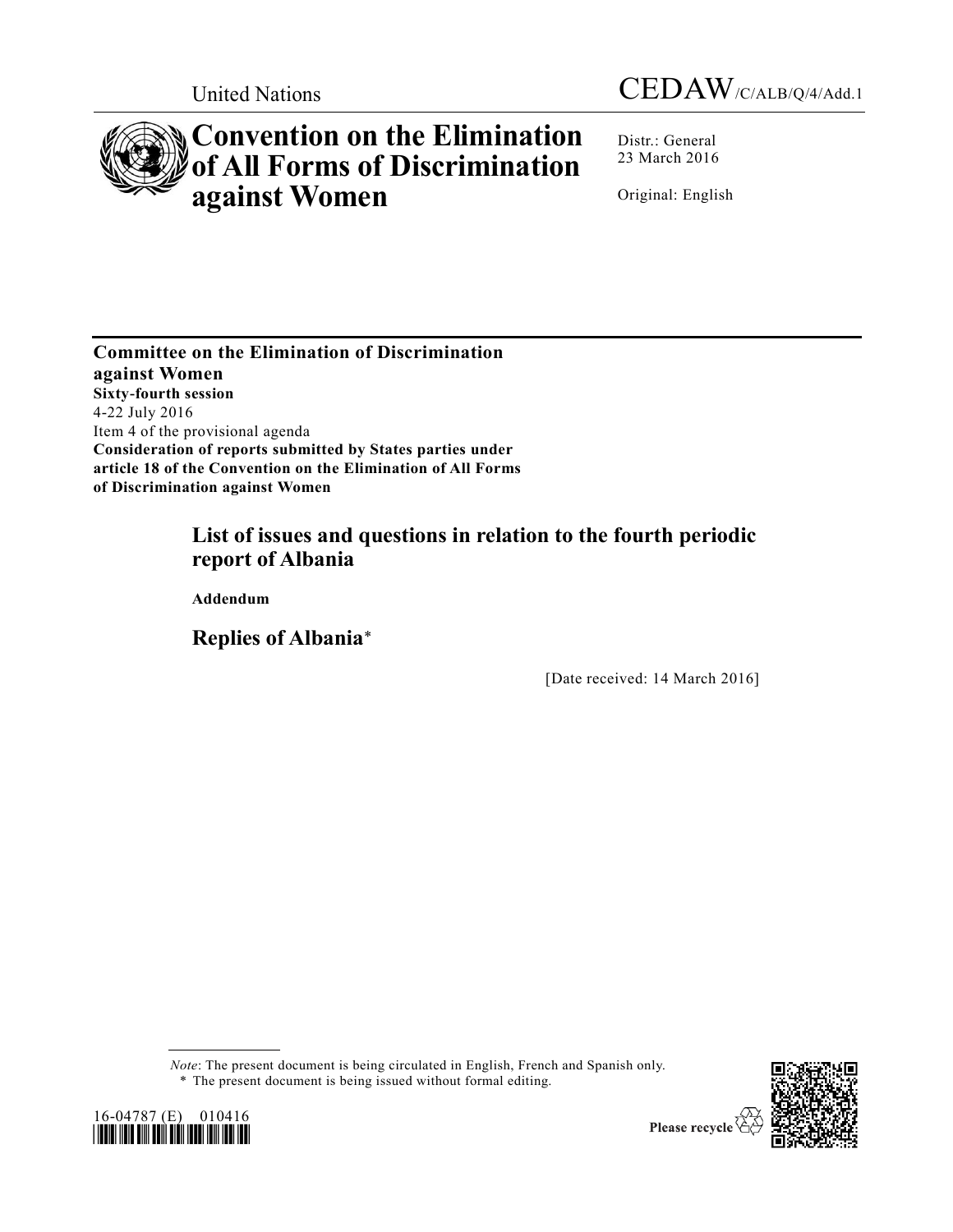United Nations

CEDAW/C/ALB/Q/4/Add.1

# Convention on the Elimination of All Forms of Discrimination against Women

Distr.: General
23 March 2016

Original: English

**Committee on the Elimination of Discrimination against Women**
**Sixty-fourth session**
4-22 July 2016
Item 4 of the provisional agenda
**Consideration of reports submitted by States parties under article 18 of the Convention on the Elimination of All Forms of Discrimination against Women**

## List of issues and questions in relation to the fourth periodic report of Albania

**Addendum**

## Replies of Albania*

[Date received: 14 March 2016]

*Note*: The present document is being circulated in English, French and Spanish only.

\* The present document is being issued without formal editing.

16-04787 (E) 010416

Please recycle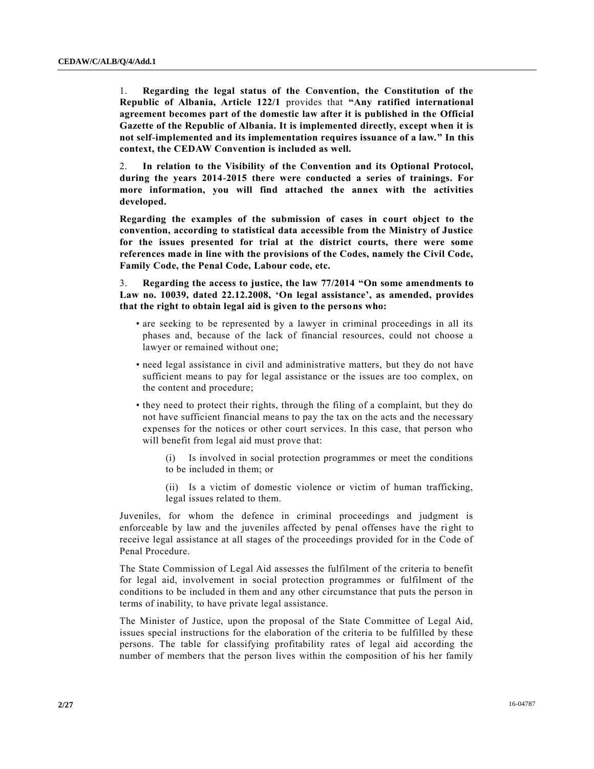1. **Regarding the legal status of the Convention, the Constitution of the Republic of Albania, Article 122/1** provides that **"Any ratified international agreement becomes part of the domestic law after it is published in the Official Gazette of the Republic of Albania. It is implemented directly, except when it is not self-implemented and its implementation requires issuance of a law." In this context, the CEDAW Convention is included as well.**

2. **In relation to the Visibility of the Convention and its Optional Protocol, during the years 2014-2015 there were conducted a series of trainings. For more information, you will find attached the annex with the activities developed.**

**Regarding the examples of the submission of cases in court object to the convention, according to statistical data accessible from the Ministry of Justice for the issues presented for trial at the district courts, there were some references made in line with the provisions of the Codes, namely the Civil Code, Family Code, the Penal Code, Labour code, etc.**

3. **Regarding the access to justice, the law 77/2014 "On some amendments to Law no. 10039, dated 22.12.2008, 'On legal assistance', as amended, provides that the right to obtain legal aid is given to the persons who:**

- are seeking to be represented by a lawyer in criminal proceedings in all its phases and, because of the lack of financial resources, could not choose a lawyer or remained without one;
- need legal assistance in civil and administrative matters, but they do not have sufficient means to pay for legal assistance or the issues are too complex, on the content and procedure;
- they need to protect their rights, through the filing of a complaint, but they do not have sufficient financial means to pay the tax on the acts and the necessary expenses for the notices or other court services. In this case, that person who will benefit from legal aid must prove that:

  (i) Is involved in social protection programmes or meet the conditions to be included in them; or

  (ii) Is a victim of domestic violence or victim of human trafficking, legal issues related to them.

Juveniles, for whom the defence in criminal proceedings and judgment is enforceable by law and the juveniles affected by penal offenses have the right to receive legal assistance at all stages of the proceedings provided for in the Code of Penal Procedure.

The State Commission of Legal Aid assesses the fulfilment of the criteria to benefit for legal aid, involvement in social protection programmes or fulfilment of the conditions to be included in them and any other circumstance that puts the person in terms of inability, to have private legal assistance.

The Minister of Justice, upon the proposal of the State Committee of Legal Aid, issues special instructions for the elaboration of the criteria to be fulfilled by these persons. The table for classifying profitability rates of legal aid according the number of members that the person lives within the composition of his her family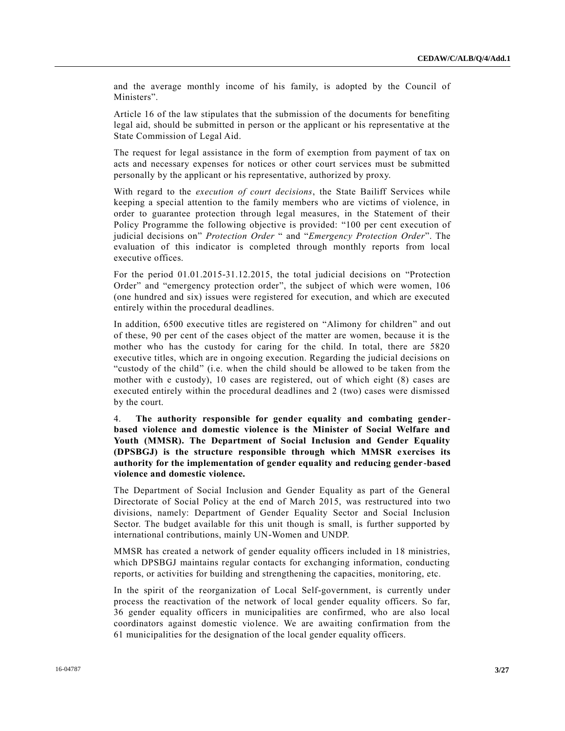and the average monthly income of his family, is adopted by the Council of Ministers".

Article 16 of the law stipulates that the submission of the documents for benefiting legal aid, should be submitted in person or the applicant or his representative at the State Commission of Legal Aid.

The request for legal assistance in the form of exemption from payment of tax on acts and necessary expenses for notices or other court services must be submitted personally by the applicant or his representative, authorized by proxy.

With regard to the *execution of court decisions*, the State Bailiff Services while keeping a special attention to the family members who are victims of violence, in order to guarantee protection through legal measures, in the Statement of their Policy Programme the following objective is provided: "100 per cent execution of judicial decisions on" *Protection Order* " and "*Emergency Protection Order*". The evaluation of this indicator is completed through monthly reports from local executive offices.

For the period 01.01.2015-31.12.2015, the total judicial decisions on "Protection Order" and "emergency protection order", the subject of which were women, 106 (one hundred and six) issues were registered for execution, and which are executed entirely within the procedural deadlines.

In addition, 6500 executive titles are registered on "Alimony for children" and out of these, 90 per cent of the cases object of the matter are women, because it is the mother who has the custody for caring for the child. In total, there are 5820 executive titles, which are in ongoing execution. Regarding the judicial decisions on "custody of the child" (i.e. when the child should be allowed to be taken from the mother with e custody), 10 cases are registered, out of which eight (8) cases are executed entirely within the procedural deadlines and 2 (two) cases were dismissed by the court.

4. **The authority responsible for gender equality and combating gender-based violence and domestic violence is the Minister of Social Welfare and Youth (MMSR). The Department of Social Inclusion and Gender Equality (DPSBGJ) is the structure responsible through which MMSR exercises its authority for the implementation of gender equality and reducing gender-based violence and domestic violence.**

The Department of Social Inclusion and Gender Equality as part of the General Directorate of Social Policy at the end of March 2015, was restructured into two divisions, namely: Department of Gender Equality Sector and Social Inclusion Sector. The budget available for this unit though is small, is further supported by international contributions, mainly UN-Women and UNDP.

MMSR has created a network of gender equality officers included in 18 ministries, which DPSBGJ maintains regular contacts for exchanging information, conducting reports, or activities for building and strengthening the capacities, monitoring, etc.

In the spirit of the reorganization of Local Self-government, is currently under process the reactivation of the network of local gender equality officers. So far, 36 gender equality officers in municipalities are confirmed, who are also local coordinators against domestic violence. We are awaiting confirmation from the 61 municipalities for the designation of the local gender equality officers.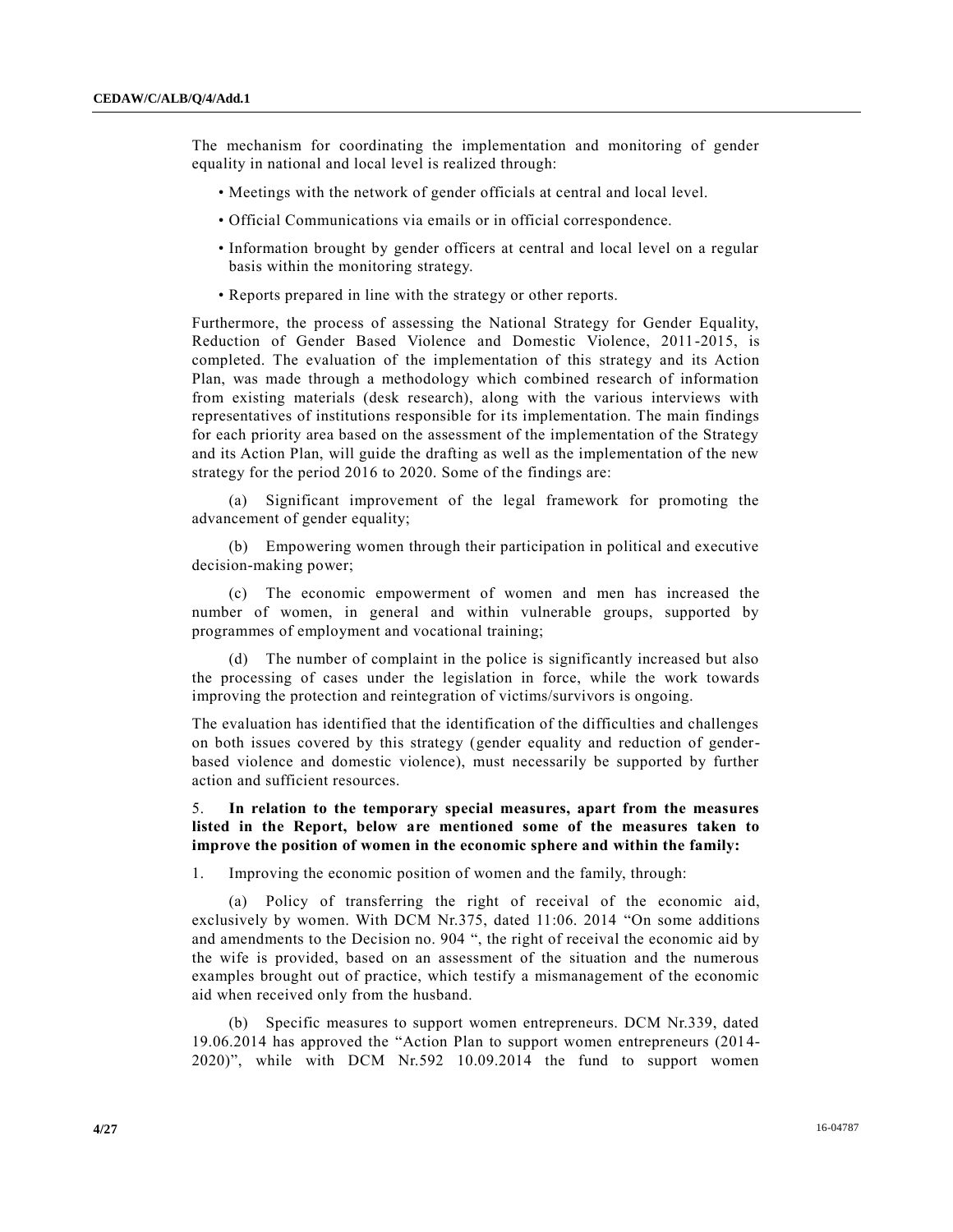The mechanism for coordinating the implementation and monitoring of gender equality in national and local level is realized through:

- Meetings with the network of gender officials at central and local level.
- Official Communications via emails or in official correspondence.
- Information brought by gender officers at central and local level on a regular basis within the monitoring strategy.
- Reports prepared in line with the strategy or other reports.

Furthermore, the process of assessing the National Strategy for Gender Equality, Reduction of Gender Based Violence and Domestic Violence, 2011-2015, is completed. The evaluation of the implementation of this strategy and its Action Plan, was made through a methodology which combined research of information from existing materials (desk research), along with the various interviews with representatives of institutions responsible for its implementation. The main findings for each priority area based on the assessment of the implementation of the Strategy and its Action Plan, will guide the drafting as well as the implementation of the new strategy for the period 2016 to 2020. Some of the findings are:

(a) Significant improvement of the legal framework for promoting the advancement of gender equality;

(b) Empowering women through their participation in political and executive decision-making power;

(c) The economic empowerment of women and men has increased the number of women, in general and within vulnerable groups, supported by programmes of employment and vocational training;

(d) The number of complaint in the police is significantly increased but also the processing of cases under the legislation in force, while the work towards improving the protection and reintegration of victims/survivors is ongoing.

The evaluation has identified that the identification of the difficulties and challenges on both issues covered by this strategy (gender equality and reduction of gender-based violence and domestic violence), must necessarily be supported by further action and sufficient resources.

5. **In relation to the temporary special measures, apart from the measures listed in the Report, below are mentioned some of the measures taken to improve the position of women in the economic sphere and within the family:**

1. Improving the economic position of women and the family, through:

(a) Policy of transferring the right of receival of the economic aid, exclusively by women. With DCM Nr.375, dated 11:06. 2014 "On some additions and amendments to the Decision no. 904 ", the right of receival the economic aid by the wife is provided, based on an assessment of the situation and the numerous examples brought out of practice, which testify a mismanagement of the economic aid when received only from the husband.

(b) Specific measures to support women entrepreneurs. DCM Nr.339, dated 19.06.2014 has approved the "Action Plan to support women entrepreneurs (2014-2020)", while with DCM Nr.592 10.09.2014 the fund to support women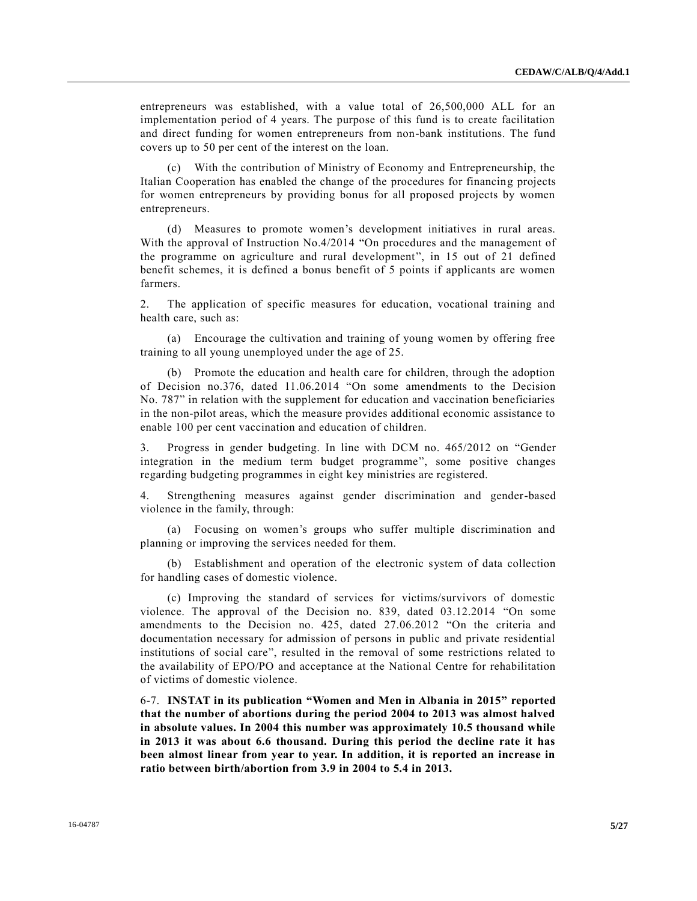entrepreneurs was established, with a value total of 26,500,000 ALL for an implementation period of 4 years. The purpose of this fund is to create facilitation and direct funding for women entrepreneurs from non-bank institutions. The fund covers up to 50 per cent of the interest on the loan.

(c) With the contribution of Ministry of Economy and Entrepreneurship, the Italian Cooperation has enabled the change of the procedures for financing projects for women entrepreneurs by providing bonus for all proposed projects by women entrepreneurs.

(d) Measures to promote women's development initiatives in rural areas. With the approval of Instruction No.4/2014 "On procedures and the management of the programme on agriculture and rural development", in 15 out of 21 defined benefit schemes, it is defined a bonus benefit of 5 points if applicants are women farmers.

2. The application of specific measures for education, vocational training and health care, such as:

(a) Encourage the cultivation and training of young women by offering free training to all young unemployed under the age of 25.

(b) Promote the education and health care for children, through the adoption of Decision no.376, dated 11.06.2014 "On some amendments to the Decision No. 787" in relation with the supplement for education and vaccination beneficiaries in the non-pilot areas, which the measure provides additional economic assistance to enable 100 per cent vaccination and education of children.

3. Progress in gender budgeting. In line with DCM no. 465/2012 on "Gender integration in the medium term budget programme", some positive changes regarding budgeting programmes in eight key ministries are registered.

4. Strengthening measures against gender discrimination and gender-based violence in the family, through:

(a) Focusing on women's groups who suffer multiple discrimination and planning or improving the services needed for them.

(b) Establishment and operation of the electronic system of data collection for handling cases of domestic violence.

(c) Improving the standard of services for victims/survivors of domestic violence. The approval of the Decision no. 839, dated 03.12.2014 "On some amendments to the Decision no. 425, dated 27.06.2012 "On the criteria and documentation necessary for admission of persons in public and private residential institutions of social care", resulted in the removal of some restrictions related to the availability of EPO/PO and acceptance at the National Centre for rehabilitation of victims of domestic violence.

6-7. **INSTAT in its publication "Women and Men in Albania in 2015" reported that the number of abortions during the period 2004 to 2013 was almost halved in absolute values. In 2004 this number was approximately 10.5 thousand while in 2013 it was about 6.6 thousand. During this period the decline rate it has been almost linear from year to year. In addition, it is reported an increase in ratio between birth/abortion from 3.9 in 2004 to 5.4 in 2013.**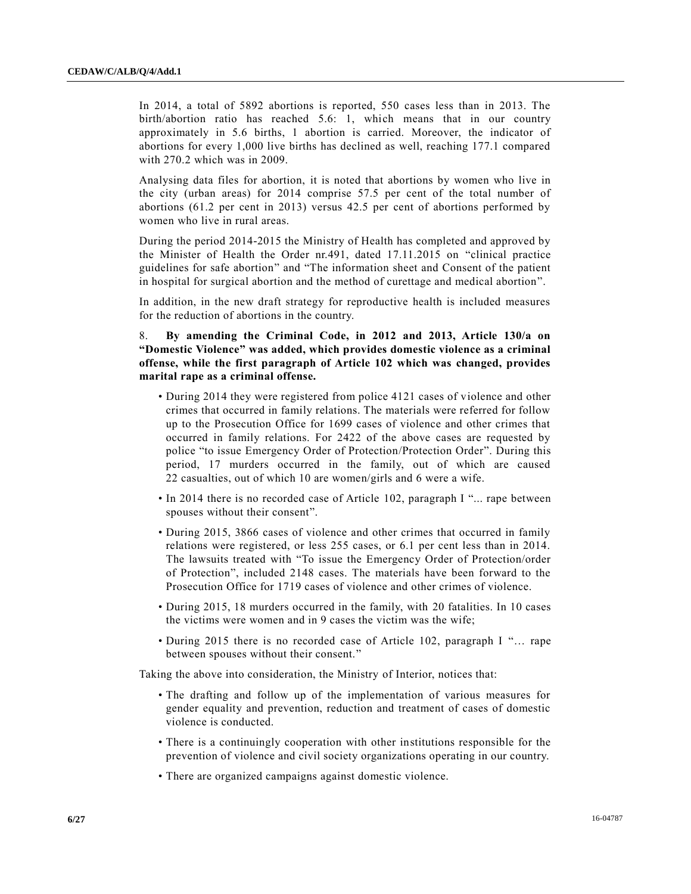In 2014, a total of 5892 abortions is reported, 550 cases less than in 2013. The birth/abortion ratio has reached 5.6: 1, which means that in our country approximately in 5.6 births, 1 abortion is carried. Moreover, the indicator of abortions for every 1,000 live births has declined as well, reaching 177.1 compared with 270.2 which was in 2009.

Analysing data files for abortion, it is noted that abortions by women who live in the city (urban areas) for 2014 comprise 57.5 per cent of the total number of abortions (61.2 per cent in 2013) versus 42.5 per cent of abortions performed by women who live in rural areas.

During the period 2014-2015 the Ministry of Health has completed and approved by the Minister of Health the Order nr.491, dated 17.11.2015 on "clinical practice guidelines for safe abortion" and "The information sheet and Consent of the patient in hospital for surgical abortion and the method of curettage and medical abortion".

In addition, in the new draft strategy for reproductive health is included measures for the reduction of abortions in the country.

8. **By amending the Criminal Code, in 2012 and 2013, Article 130/a on "Domestic Violence" was added, which provides domestic violence as a criminal offense, while the first paragraph of Article 102 which was changed, provides marital rape as a criminal offense.**

- During 2014 they were registered from police 4121 cases of violence and other crimes that occurred in family relations. The materials were referred for follow up to the Prosecution Office for 1699 cases of violence and other crimes that occurred in family relations. For 2422 of the above cases are requested by police "to issue Emergency Order of Protection/Protection Order". During this period, 17 murders occurred in the family, out of which are caused 22 casualties, out of which 10 are women/girls and 6 were a wife.
- In 2014 there is no recorded case of Article 102, paragraph I "... rape between spouses without their consent".
- During 2015, 3866 cases of violence and other crimes that occurred in family relations were registered, or less 255 cases, or 6.1 per cent less than in 2014. The lawsuits treated with "To issue the Emergency Order of Protection/order of Protection", included 2148 cases. The materials have been forward to the Prosecution Office for 1719 cases of violence and other crimes of violence.
- During 2015, 18 murders occurred in the family, with 20 fatalities. In 10 cases the victims were women and in 9 cases the victim was the wife;
- During 2015 there is no recorded case of Article 102, paragraph I "… rape between spouses without their consent."

Taking the above into consideration, the Ministry of Interior, notices that:

- The drafting and follow up of the implementation of various measures for gender equality and prevention, reduction and treatment of cases of domestic violence is conducted.
- There is a continuingly cooperation with other institutions responsible for the prevention of violence and civil society organizations operating in our country.
- There are organized campaigns against domestic violence.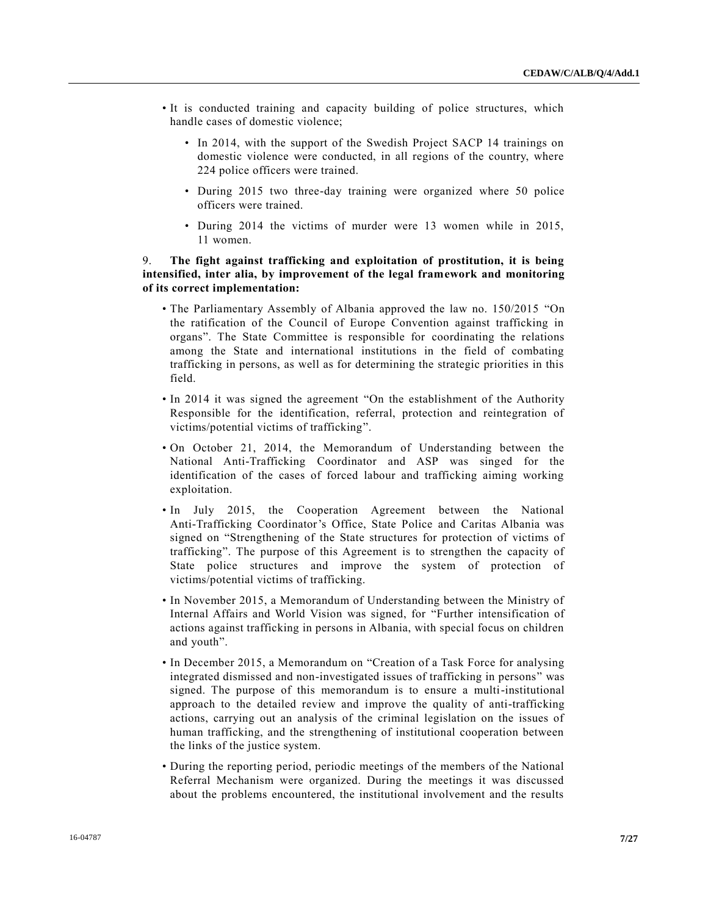- It is conducted training and capacity building of police structures, which handle cases of domestic violence;
  - In 2014, with the support of the Swedish Project SACP 14 trainings on domestic violence were conducted, in all regions of the country, where 224 police officers were trained.
  - During 2015 two three-day training were organized where 50 police officers were trained.
  - During 2014 the victims of murder were 13 women while in 2015, 11 women.

9. **The fight against trafficking and exploitation of prostitution, it is being intensified, inter alia, by improvement of the legal framework and monitoring of its correct implementation:**

- The Parliamentary Assembly of Albania approved the law no. 150/2015 "On the ratification of the Council of Europe Convention against trafficking in organs". The State Committee is responsible for coordinating the relations among the State and international institutions in the field of combating trafficking in persons, as well as for determining the strategic priorities in this field.
- In 2014 it was signed the agreement "On the establishment of the Authority Responsible for the identification, referral, protection and reintegration of victims/potential victims of trafficking".
- On October 21, 2014, the Memorandum of Understanding between the National Anti-Trafficking Coordinator and ASP was singed for the identification of the cases of forced labour and trafficking aiming working exploitation.
- In July 2015, the Cooperation Agreement between the National Anti-Trafficking Coordinator's Office, State Police and Caritas Albania was signed on "Strengthening of the State structures for protection of victims of trafficking". The purpose of this Agreement is to strengthen the capacity of State police structures and improve the system of protection of victims/potential victims of trafficking.
- In November 2015, a Memorandum of Understanding between the Ministry of Internal Affairs and World Vision was signed, for "Further intensification of actions against trafficking in persons in Albania, with special focus on children and youth".
- In December 2015, a Memorandum on "Creation of a Task Force for analysing integrated dismissed and non-investigated issues of trafficking in persons" was signed. The purpose of this memorandum is to ensure a multi-institutional approach to the detailed review and improve the quality of anti-trafficking actions, carrying out an analysis of the criminal legislation on the issues of human trafficking, and the strengthening of institutional cooperation between the links of the justice system.
- During the reporting period, periodic meetings of the members of the National Referral Mechanism were organized. During the meetings it was discussed about the problems encountered, the institutional involvement and the results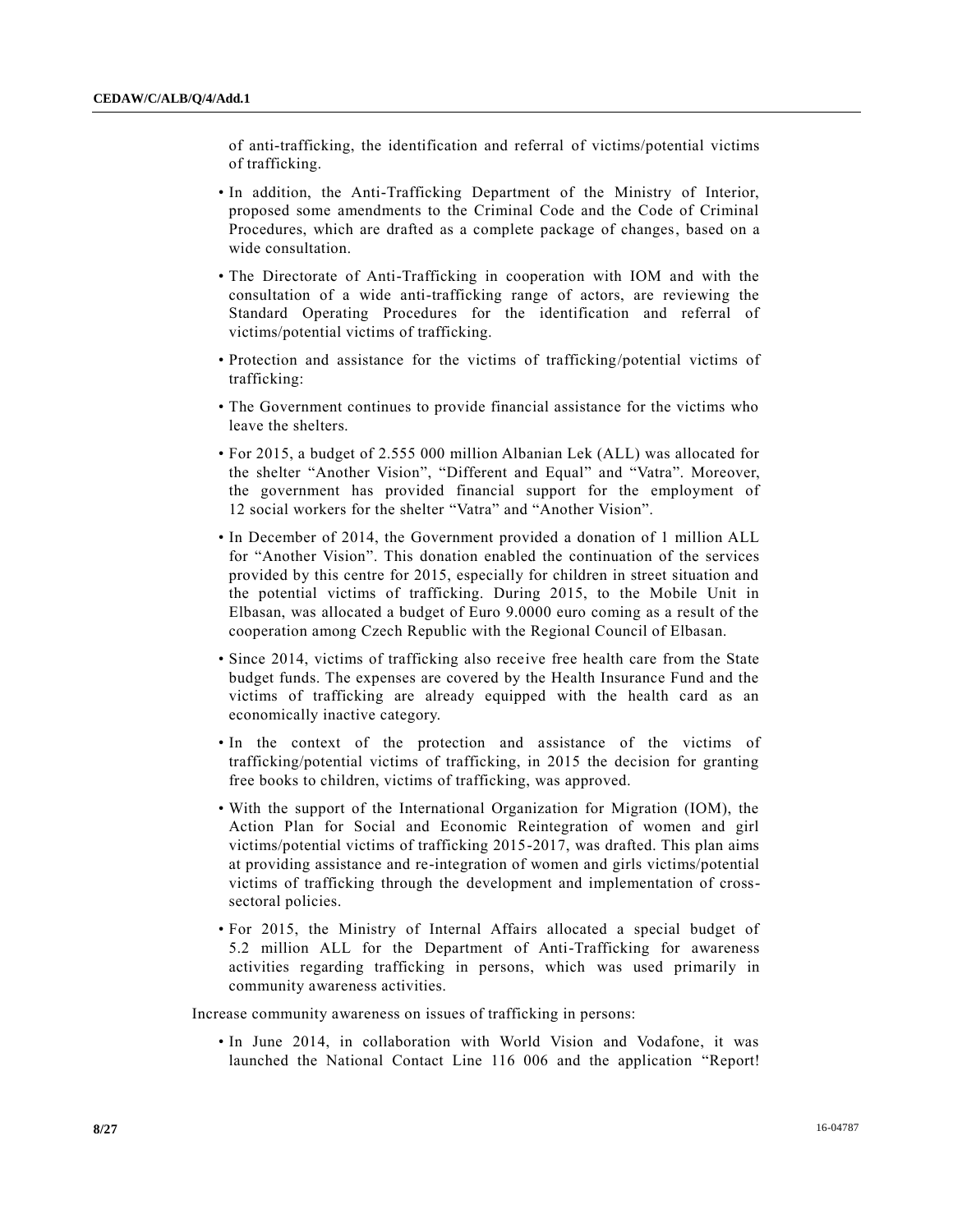of anti-trafficking, the identification and referral of victims/potential victims of trafficking.

- In addition, the Anti-Trafficking Department of the Ministry of Interior, proposed some amendments to the Criminal Code and the Code of Criminal Procedures, which are drafted as a complete package of changes, based on a wide consultation.
- The Directorate of Anti-Trafficking in cooperation with IOM and with the consultation of a wide anti-trafficking range of actors, are reviewing the Standard Operating Procedures for the identification and referral of victims/potential victims of trafficking.
- Protection and assistance for the victims of trafficking/potential victims of trafficking:
- The Government continues to provide financial assistance for the victims who leave the shelters.
- For 2015, a budget of 2.555 000 million Albanian Lek (ALL) was allocated for the shelter "Another Vision", "Different and Equal" and "Vatra". Moreover, the government has provided financial support for the employment of 12 social workers for the shelter "Vatra" and "Another Vision".
- In December of 2014, the Government provided a donation of 1 million ALL for "Another Vision". This donation enabled the continuation of the services provided by this centre for 2015, especially for children in street situation and the potential victims of trafficking. During 2015, to the Mobile Unit in Elbasan, was allocated a budget of Euro 9.0000 euro coming as a result of the cooperation among Czech Republic with the Regional Council of Elbasan.
- Since 2014, victims of trafficking also receive free health care from the State budget funds. The expenses are covered by the Health Insurance Fund and the victims of trafficking are already equipped with the health card as an economically inactive category.
- In the context of the protection and assistance of the victims of trafficking/potential victims of trafficking, in 2015 the decision for granting free books to children, victims of trafficking, was approved.
- With the support of the International Organization for Migration (IOM), the Action Plan for Social and Economic Reintegration of women and girl victims/potential victims of trafficking 2015-2017, was drafted. This plan aims at providing assistance and re-integration of women and girls victims/potential victims of trafficking through the development and implementation of cross-sectoral policies.
- For 2015, the Ministry of Internal Affairs allocated a special budget of 5.2 million ALL for the Department of Anti-Trafficking for awareness activities regarding trafficking in persons, which was used primarily in community awareness activities.

Increase community awareness on issues of trafficking in persons:

- In June 2014, in collaboration with World Vision and Vodafone, it was launched the National Contact Line 116 006 and the application "Report!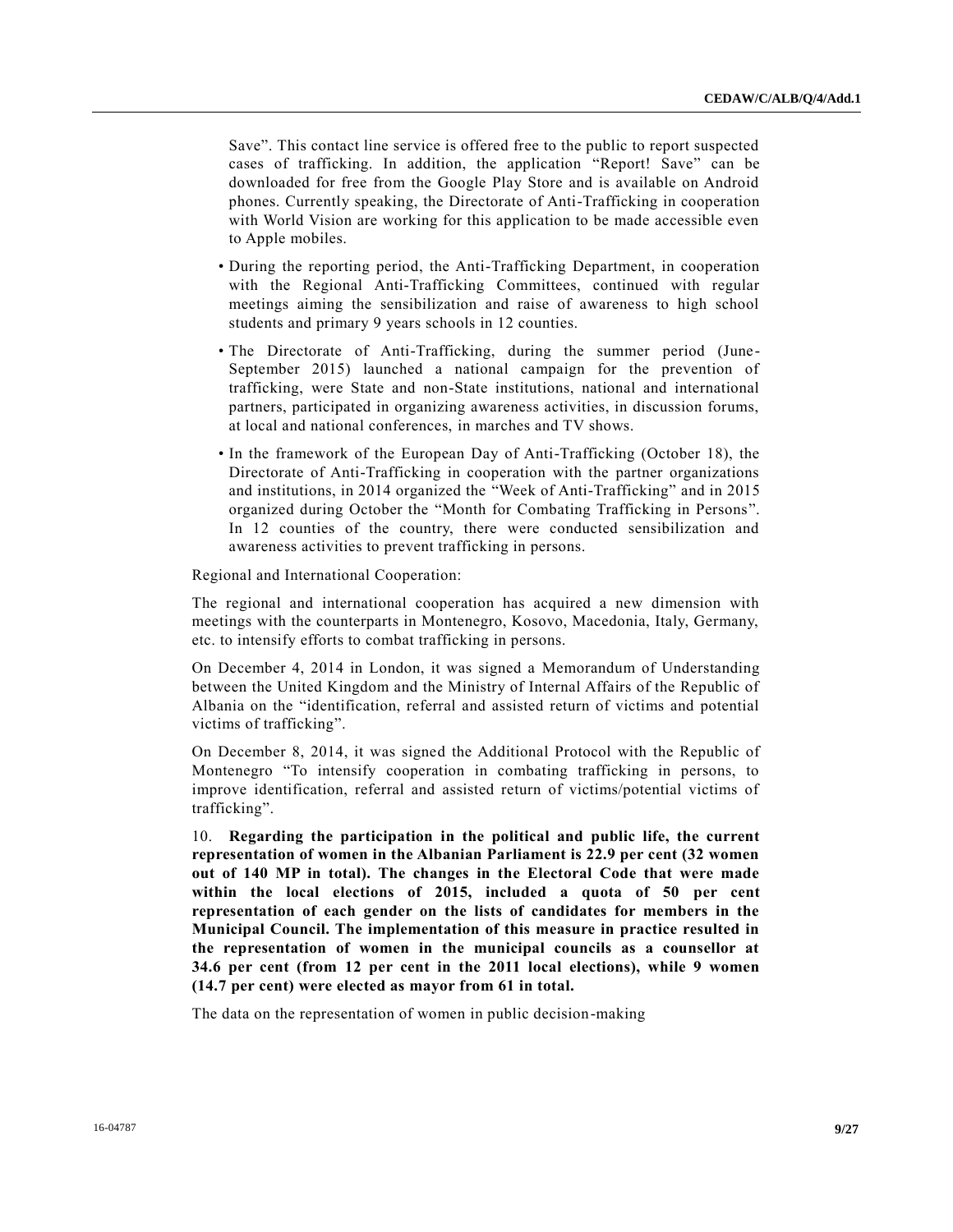Save”. This contact line service is offered free to the public to report suspected cases of trafficking. In addition, the application “Report! Save” can be downloaded for free from the Google Play Store and is available on Android phones. Currently speaking, the Directorate of Anti-Trafficking in cooperation with World Vision are working for this application to be made accessible even to Apple mobiles.

- During the reporting period, the Anti-Trafficking Department, in cooperation with the Regional Anti-Trafficking Committees, continued with regular meetings aiming the sensibilization and raise of awareness to high school students and primary 9 years schools in 12 counties.
- The Directorate of Anti-Trafficking, during the summer period (June-September 2015) launched a national campaign for the prevention of trafficking, were State and non-State institutions, national and international partners, participated in organizing awareness activities, in discussion forums, at local and national conferences, in marches and TV shows.
- In the framework of the European Day of Anti-Trafficking (October 18), the Directorate of Anti-Trafficking in cooperation with the partner organizations and institutions, in 2014 organized the “Week of Anti-Trafficking” and in 2015 organized during October the “Month for Combating Trafficking in Persons”. In 12 counties of the country, there were conducted sensibilization and awareness activities to prevent trafficking in persons.

Regional and International Cooperation:

The regional and international cooperation has acquired a new dimension with meetings with the counterparts in Montenegro, Kosovo, Macedonia, Italy, Germany, etc. to intensify efforts to combat trafficking in persons.

On December 4, 2014 in London, it was signed a Memorandum of Understanding between the United Kingdom and the Ministry of Internal Affairs of the Republic of Albania on the “identification, referral and assisted return of victims and potential victims of trafficking”.

On December 8, 2014, it was signed the Additional Protocol with the Republic of Montenegro “To intensify cooperation in combating trafficking in persons, to improve identification, referral and assisted return of victims/potential victims of trafficking”.

10. **Regarding the participation in the political and public life, the current representation of women in the Albanian Parliament is 22.9 per cent (32 women out of 140 MP in total). The changes in the Electoral Code that were made within the local elections of 2015, included a quota of 50 per cent representation of each gender on the lists of candidates for members in the Municipal Council. The implementation of this measure in practice resulted in the representation of women in the municipal councils as a counsellor at 34.6 per cent (from 12 per cent in the 2011 local elections), while 9 women (14.7 per cent) were elected as mayor from 61 in total.**

The data on the representation of women in public decision-making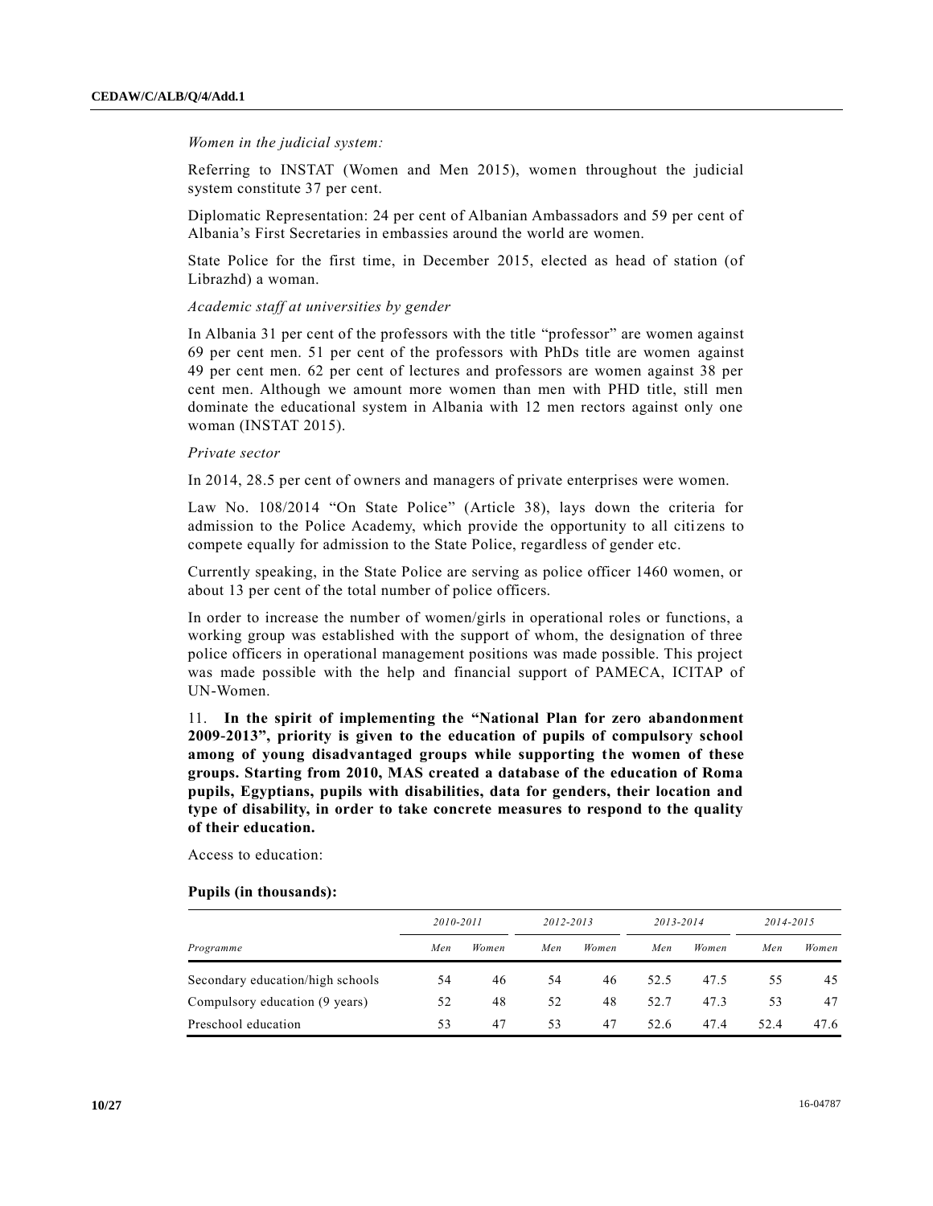*Women in the judicial system:*

Referring to INSTAT (Women and Men 2015), women throughout the judicial system constitute 37 per cent.

Diplomatic Representation: 24 per cent of Albanian Ambassadors and 59 per cent of Albania's First Secretaries in embassies around the world are women.

State Police for the first time, in December 2015, elected as head of station (of Librazhd) a woman.

*Academic staff at universities by gender*

In Albania 31 per cent of the professors with the title "professor" are women against 69 per cent men. 51 per cent of the professors with PhDs title are women against 49 per cent men. 62 per cent of lectures and professors are women against 38 per cent men. Although we amount more women than men with PHD title, still men dominate the educational system in Albania with 12 men rectors against only one woman (INSTAT 2015).

*Private sector*

In 2014, 28.5 per cent of owners and managers of private enterprises were women.

Law No. 108/2014 "On State Police" (Article 38), lays down the criteria for admission to the Police Academy, which provide the opportunity to all citizens to compete equally for admission to the State Police, regardless of gender etc.

Currently speaking, in the State Police are serving as police officer 1460 women, or about 13 per cent of the total number of police officers.

In order to increase the number of women/girls in operational roles or functions, a working group was established with the support of whom, the designation of three police officers in operational management positions was made possible. This project was made possible with the help and financial support of PAMECA, ICITAP of UN-Women.

11. **In the spirit of implementing the "National Plan for zero abandonment 2009-2013", priority is given to the education of pupils of compulsory school among of young disadvantaged groups while supporting the women of these groups. Starting from 2010, MAS created a database of the education of Roma pupils, Egyptians, pupils with disabilities, data for genders, their location and type of disability, in order to take concrete measures to respond to the quality of their education.**

Access to education:

**Pupils (in thousands):**

| | *2010-2011* | | *2012-2013* | | *2013-2014* | | *2014-2015* | |
|---|---|---|---|---|---|---|---|---|
| *Programme* | *Men* | *Women* | *Men* | *Women* | *Men* | *Women* | *Men* | *Women* |
| Secondary education/high schools | 54 | 46 | 54 | 46 | 52.5 | 47.5 | 55 | 45 |
| Compulsory education (9 years) | 52 | 48 | 52 | 48 | 52.7 | 47.3 | 53 | 47 |
| Preschool education | 53 | 47 | 53 | 47 | 52.6 | 47.4 | 52.4 | 47.6 |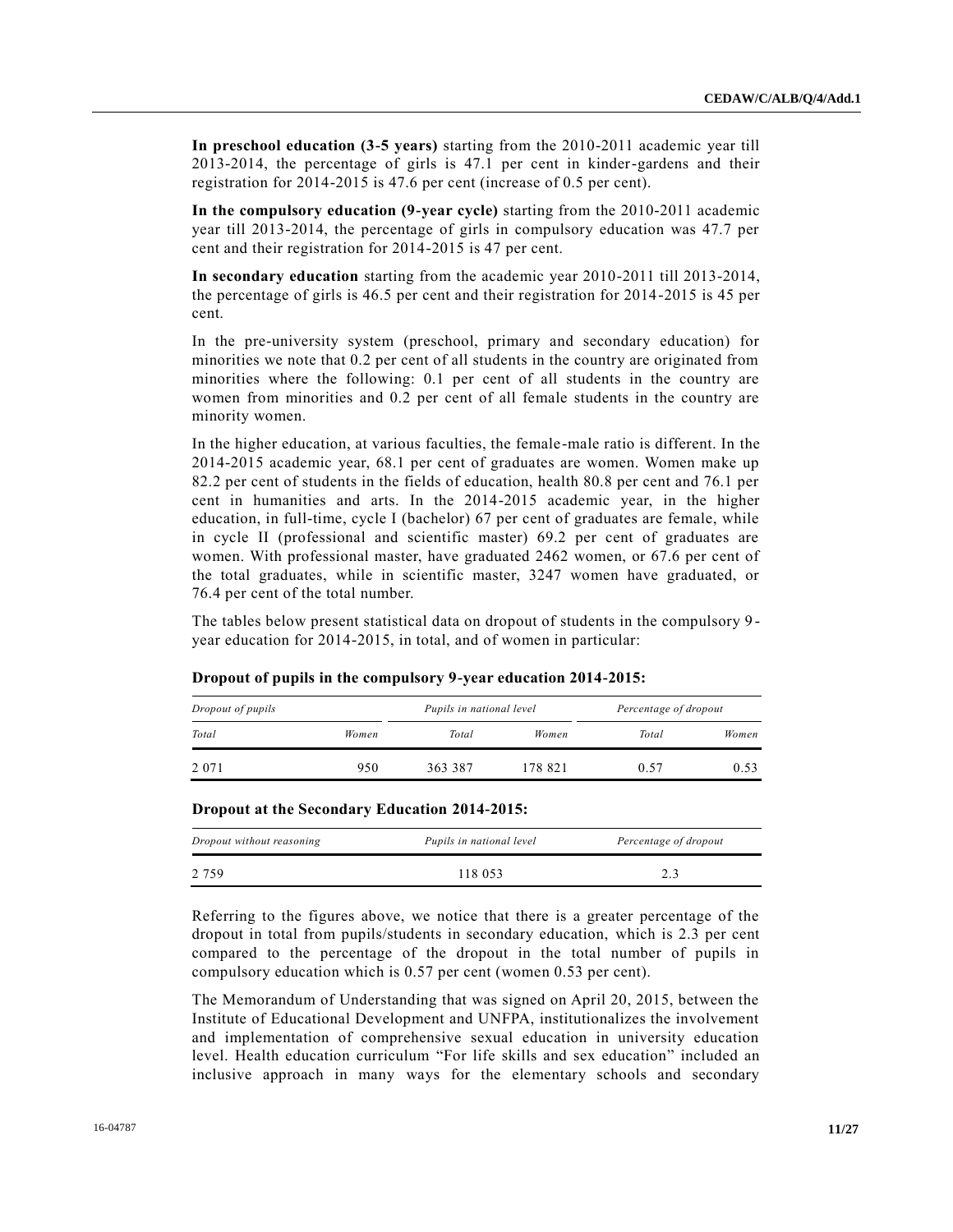**In preschool education (3-5 years)** starting from the 2010-2011 academic year till 2013-2014, the percentage of girls is 47.1 per cent in kinder-gardens and their registration for 2014-2015 is 47.6 per cent (increase of 0.5 per cent).

**In the compulsory education (9-year cycle)** starting from the 2010-2011 academic year till 2013-2014, the percentage of girls in compulsory education was 47.7 per cent and their registration for 2014-2015 is 47 per cent.

**In secondary education** starting from the academic year 2010-2011 till 2013-2014, the percentage of girls is 46.5 per cent and their registration for 2014-2015 is 45 per cent.

In the pre-university system (preschool, primary and secondary education) for minorities we note that 0.2 per cent of all students in the country are originated from minorities where the following: 0.1 per cent of all students in the country are women from minorities and 0.2 per cent of all female students in the country are minority women.

In the higher education, at various faculties, the female-male ratio is different. In the 2014-2015 academic year, 68.1 per cent of graduates are women. Women make up 82.2 per cent of students in the fields of education, health 80.8 per cent and 76.1 per cent in humanities and arts. In the 2014-2015 academic year, in the higher education, in full-time, cycle I (bachelor) 67 per cent of graduates are female, while in cycle II (professional and scientific master) 69.2 per cent of graduates are women. With professional master, have graduated 2462 women, or 67.6 per cent of the total graduates, while in scientific master, 3247 women have graduated, or 76.4 per cent of the total number.

The tables below present statistical data on dropout of students in the compulsory 9-year education for 2014-2015, in total, and of women in particular:

**Dropout of pupils in the compulsory 9-year education 2014-2015:**

| *Dropout of pupils* | | *Pupils in national level* | | *Percentage of dropout* | |
|---|---|---|---|---|---|
| *Total* | *Women* | *Total* | *Women* | *Total* | *Women* |
| 2 071 | 950 | 363 387 | 178 821 | 0.57 | 0.53 |

**Dropout at the Secondary Education 2014-2015:**

| *Dropout without reasoning* | *Pupils in national level* | *Percentage of dropout* |
|---|---|---|
| 2 759 | 118 053 | 2.3 |

Referring to the figures above, we notice that there is a greater percentage of the dropout in total from pupils/students in secondary education, which is 2.3 per cent compared to the percentage of the dropout in the total number of pupils in compulsory education which is 0.57 per cent (women 0.53 per cent).

The Memorandum of Understanding that was signed on April 20, 2015, between the Institute of Educational Development and UNFPA, institutionalizes the involvement and implementation of comprehensive sexual education in university education level. Health education curriculum "For life skills and sex education" included an inclusive approach in many ways for the elementary schools and secondary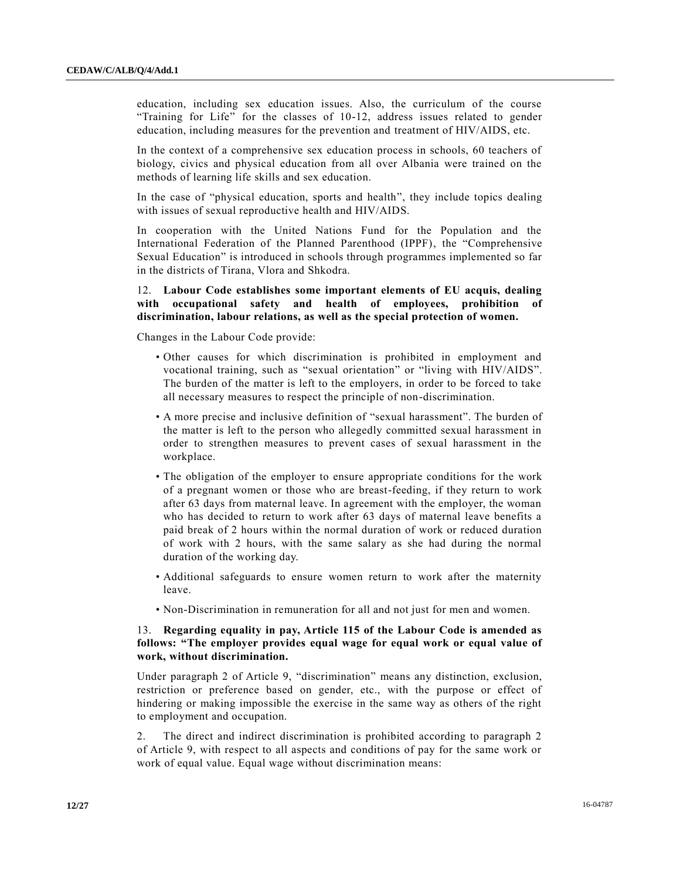education, including sex education issues. Also, the curriculum of the course "Training for Life" for the classes of 10-12, address issues related to gender education, including measures for the prevention and treatment of HIV/AIDS, etc.

In the context of a comprehensive sex education process in schools, 60 teachers of biology, civics and physical education from all over Albania were trained on the methods of learning life skills and sex education.

In the case of "physical education, sports and health", they include topics dealing with issues of sexual reproductive health and HIV/AIDS.

In cooperation with the United Nations Fund for the Population and the International Federation of the Planned Parenthood (IPPF), the "Comprehensive Sexual Education" is introduced in schools through programmes implemented so far in the districts of Tirana, Vlora and Shkodra.

12. **Labour Code establishes some important elements of EU acquis, dealing with occupational safety and health of employees, prohibition of discrimination, labour relations, as well as the special protection of women.**

Changes in the Labour Code provide:

- Other causes for which discrimination is prohibited in employment and vocational training, such as "sexual orientation" or "living with HIV/AIDS". The burden of the matter is left to the employers, in order to be forced to take all necessary measures to respect the principle of non-discrimination.
- A more precise and inclusive definition of "sexual harassment". The burden of the matter is left to the person who allegedly committed sexual harassment in order to strengthen measures to prevent cases of sexual harassment in the workplace.
- The obligation of the employer to ensure appropriate conditions for the work of a pregnant women or those who are breast-feeding, if they return to work after 63 days from maternal leave. In agreement with the employer, the woman who has decided to return to work after 63 days of maternal leave benefits a paid break of 2 hours within the normal duration of work or reduced duration of work with 2 hours, with the same salary as she had during the normal duration of the working day.
- Additional safeguards to ensure women return to work after the maternity leave.
- Non-Discrimination in remuneration for all and not just for men and women.

13. **Regarding equality in pay, Article 115 of the Labour Code is amended as follows: "The employer provides equal wage for equal work or equal value of work, without discrimination.**

Under paragraph 2 of Article 9, "discrimination" means any distinction, exclusion, restriction or preference based on gender, etc., with the purpose or effect of hindering or making impossible the exercise in the same way as others of the right to employment and occupation.

2. The direct and indirect discrimination is prohibited according to paragraph 2 of Article 9, with respect to all aspects and conditions of pay for the same work or work of equal value. Equal wage without discrimination means: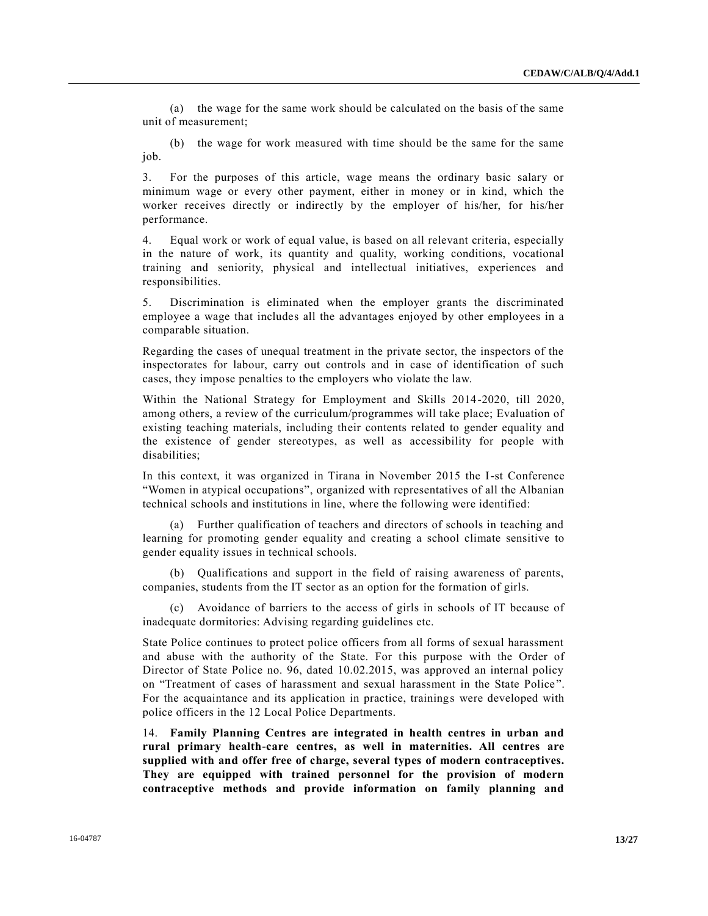(a) the wage for the same work should be calculated on the basis of the same unit of measurement;

(b) the wage for work measured with time should be the same for the same job.

3. For the purposes of this article, wage means the ordinary basic salary or minimum wage or every other payment, either in money or in kind, which the worker receives directly or indirectly by the employer of his/her, for his/her performance.

4. Equal work or work of equal value, is based on all relevant criteria, especially in the nature of work, its quantity and quality, working conditions, vocational training and seniority, physical and intellectual initiatives, experiences and responsibilities.

5. Discrimination is eliminated when the employer grants the discriminated employee a wage that includes all the advantages enjoyed by other employees in a comparable situation.

Regarding the cases of unequal treatment in the private sector, the inspectors of the inspectorates for labour, carry out controls and in case of identification of such cases, they impose penalties to the employers who violate the law.

Within the National Strategy for Employment and Skills 2014-2020, till 2020, among others, a review of the curriculum/programmes will take place; Evaluation of existing teaching materials, including their contents related to gender equality and the existence of gender stereotypes, as well as accessibility for people with disabilities;

In this context, it was organized in Tirana in November 2015 the I-st Conference "Women in atypical occupations", organized with representatives of all the Albanian technical schools and institutions in line, where the following were identified:

(a) Further qualification of teachers and directors of schools in teaching and learning for promoting gender equality and creating a school climate sensitive to gender equality issues in technical schools.

(b) Qualifications and support in the field of raising awareness of parents, companies, students from the IT sector as an option for the formation of girls.

(c) Avoidance of barriers to the access of girls in schools of IT because of inadequate dormitories: Advising regarding guidelines etc.

State Police continues to protect police officers from all forms of sexual harassment and abuse with the authority of the State. For this purpose with the Order of Director of State Police no. 96, dated 10.02.2015, was approved an internal policy on "Treatment of cases of harassment and sexual harassment in the State Police". For the acquaintance and its application in practice, trainings were developed with police officers in the 12 Local Police Departments.

14. **Family Planning Centres are integrated in health centres in urban and rural primary health-care centres, as well in maternities. All centres are supplied with and offer free of charge, several types of modern contraceptives. They are equipped with trained personnel for the provision of modern contraceptive methods and provide information on family planning and**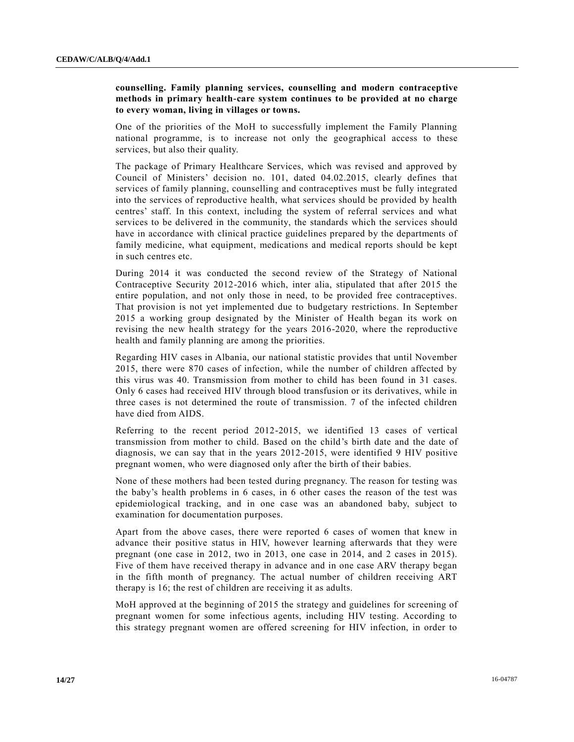**counselling. Family planning services, counselling and modern contraceptive methods in primary health-care system continues to be provided at no charge to every woman, living in villages or towns.**

One of the priorities of the MoH to successfully implement the Family Planning national programme, is to increase not only the geographical access to these services, but also their quality.

The package of Primary Healthcare Services, which was revised and approved by Council of Ministers' decision no. 101, dated 04.02.2015, clearly defines that services of family planning, counselling and contraceptives must be fully integrated into the services of reproductive health, what services should be provided by health centres' staff. In this context, including the system of referral services and what services to be delivered in the community, the standards which the services should have in accordance with clinical practice guidelines prepared by the departments of family medicine, what equipment, medications and medical reports should be kept in such centres etc.

During 2014 it was conducted the second review of the Strategy of National Contraceptive Security 2012-2016 which, inter alia, stipulated that after 2015 the entire population, and not only those in need, to be provided free contraceptives. That provision is not yet implemented due to budgetary restrictions. In September 2015 a working group designated by the Minister of Health began its work on revising the new health strategy for the years 2016-2020, where the reproductive health and family planning are among the priorities.

Regarding HIV cases in Albania, our national statistic provides that until November 2015, there were 870 cases of infection, while the number of children affected by this virus was 40. Transmission from mother to child has been found in 31 cases. Only 6 cases had received HIV through blood transfusion or its derivatives, while in three cases is not determined the route of transmission. 7 of the infected children have died from AIDS.

Referring to the recent period 2012-2015, we identified 13 cases of vertical transmission from mother to child. Based on the child's birth date and the date of diagnosis, we can say that in the years 2012-2015, were identified 9 HIV positive pregnant women, who were diagnosed only after the birth of their babies.

None of these mothers had been tested during pregnancy. The reason for testing was the baby's health problems in 6 cases, in 6 other cases the reason of the test was epidemiological tracking, and in one case was an abandoned baby, subject to examination for documentation purposes.

Apart from the above cases, there were reported 6 cases of women that knew in advance their positive status in HIV, however learning afterwards that they were pregnant (one case in 2012, two in 2013, one case in 2014, and 2 cases in 2015). Five of them have received therapy in advance and in one case ARV therapy began in the fifth month of pregnancy. The actual number of children receiving ART therapy is 16; the rest of children are receiving it as adults.

MoH approved at the beginning of 2015 the strategy and guidelines for screening of pregnant women for some infectious agents, including HIV testing. According to this strategy pregnant women are offered screening for HIV infection, in order to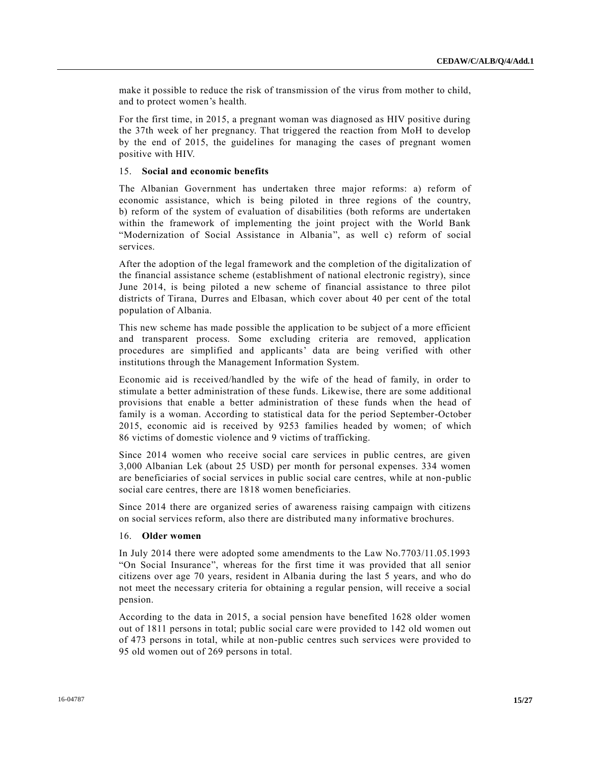make it possible to reduce the risk of transmission of the virus from mother to child, and to protect women's health.

For the first time, in 2015, a pregnant woman was diagnosed as HIV positive during the 37th week of her pregnancy. That triggered the reaction from MoH to develop by the end of 2015, the guidelines for managing the cases of pregnant women positive with HIV.

## 15. Social and economic benefits

The Albanian Government has undertaken three major reforms: a) reform of economic assistance, which is being piloted in three regions of the country, b) reform of the system of evaluation of disabilities (both reforms are undertaken within the framework of implementing the joint project with the World Bank "Modernization of Social Assistance in Albania", as well c) reform of social services.

After the adoption of the legal framework and the completion of the digitalization of the financial assistance scheme (establishment of national electronic registry), since June 2014, is being piloted a new scheme of financial assistance to three pilot districts of Tirana, Durres and Elbasan, which cover about 40 per cent of the total population of Albania.

This new scheme has made possible the application to be subject of a more efficient and transparent process. Some excluding criteria are removed, application procedures are simplified and applicants' data are being verified with other institutions through the Management Information System.

Economic aid is received/handled by the wife of the head of family, in order to stimulate a better administration of these funds. Likewise, there are some additional provisions that enable a better administration of these funds when the head of family is a woman. According to statistical data for the period September-October 2015, economic aid is received by 9253 families headed by women; of which 86 victims of domestic violence and 9 victims of trafficking.

Since 2014 women who receive social care services in public centres, are given 3,000 Albanian Lek (about 25 USD) per month for personal expenses. 334 women are beneficiaries of social services in public social care centres, while at non-public social care centres, there are 1818 women beneficiaries.

Since 2014 there are organized series of awareness raising campaign with citizens on social services reform, also there are distributed many informative brochures.

## 16. Older women

In July 2014 there were adopted some amendments to the Law No.7703/11.05.1993 "On Social Insurance", whereas for the first time it was provided that all senior citizens over age 70 years, resident in Albania during the last 5 years, and who do not meet the necessary criteria for obtaining a regular pension, will receive a social pension.

According to the data in 2015, a social pension have benefited 1628 older women out of 1811 persons in total; public social care were provided to 142 old women out of 473 persons in total, while at non-public centres such services were provided to 95 old women out of 269 persons in total.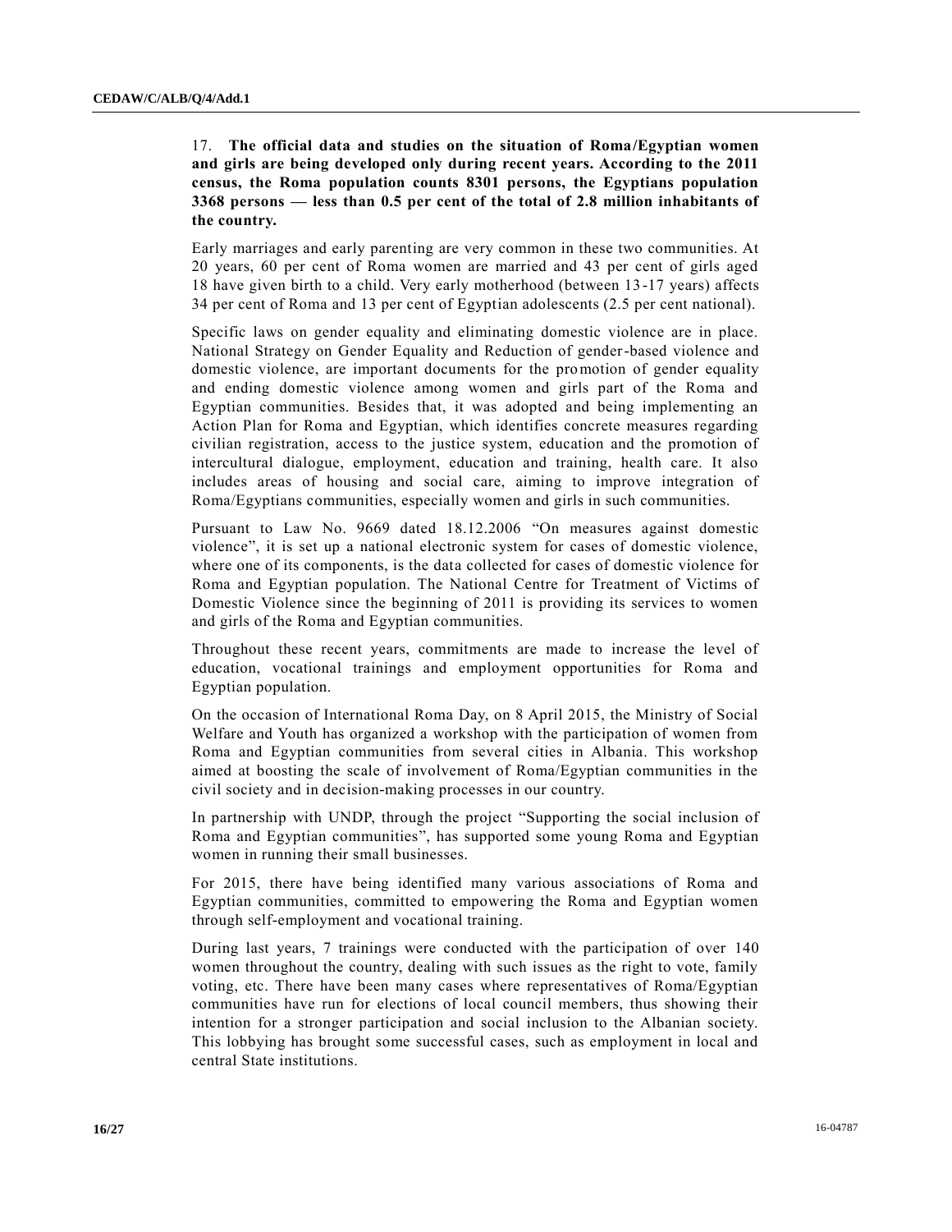17. **The official data and studies on the situation of Roma/Egyptian women and girls are being developed only during recent years. According to the 2011 census, the Roma population counts 8301 persons, the Egyptians population 3368 persons — less than 0.5 per cent of the total of 2.8 million inhabitants of the country.**

Early marriages and early parenting are very common in these two communities. At 20 years, 60 per cent of Roma women are married and 43 per cent of girls aged 18 have given birth to a child. Very early motherhood (between 13-17 years) affects 34 per cent of Roma and 13 per cent of Egyptian adolescents (2.5 per cent national).

Specific laws on gender equality and eliminating domestic violence are in place. National Strategy on Gender Equality and Reduction of gender-based violence and domestic violence, are important documents for the promotion of gender equality and ending domestic violence among women and girls part of the Roma and Egyptian communities. Besides that, it was adopted and being implementing an Action Plan for Roma and Egyptian, which identifies concrete measures regarding civilian registration, access to the justice system, education and the promotion of intercultural dialogue, employment, education and training, health care. It also includes areas of housing and social care, aiming to improve integration of Roma/Egyptians communities, especially women and girls in such communities.

Pursuant to Law No. 9669 dated 18.12.2006 "On measures against domestic violence", it is set up a national electronic system for cases of domestic violence, where one of its components, is the data collected for cases of domestic violence for Roma and Egyptian population. The National Centre for Treatment of Victims of Domestic Violence since the beginning of 2011 is providing its services to women and girls of the Roma and Egyptian communities.

Throughout these recent years, commitments are made to increase the level of education, vocational trainings and employment opportunities for Roma and Egyptian population.

On the occasion of International Roma Day, on 8 April 2015, the Ministry of Social Welfare and Youth has organized a workshop with the participation of women from Roma and Egyptian communities from several cities in Albania. This workshop aimed at boosting the scale of involvement of Roma/Egyptian communities in the civil society and in decision-making processes in our country.

In partnership with UNDP, through the project "Supporting the social inclusion of Roma and Egyptian communities", has supported some young Roma and Egyptian women in running their small businesses.

For 2015, there have being identified many various associations of Roma and Egyptian communities, committed to empowering the Roma and Egyptian women through self-employment and vocational training.

During last years, 7 trainings were conducted with the participation of over 140 women throughout the country, dealing with such issues as the right to vote, family voting, etc. There have been many cases where representatives of Roma/Egyptian communities have run for elections of local council members, thus showing their intention for a stronger participation and social inclusion to the Albanian society. This lobbying has brought some successful cases, such as employment in local and central State institutions.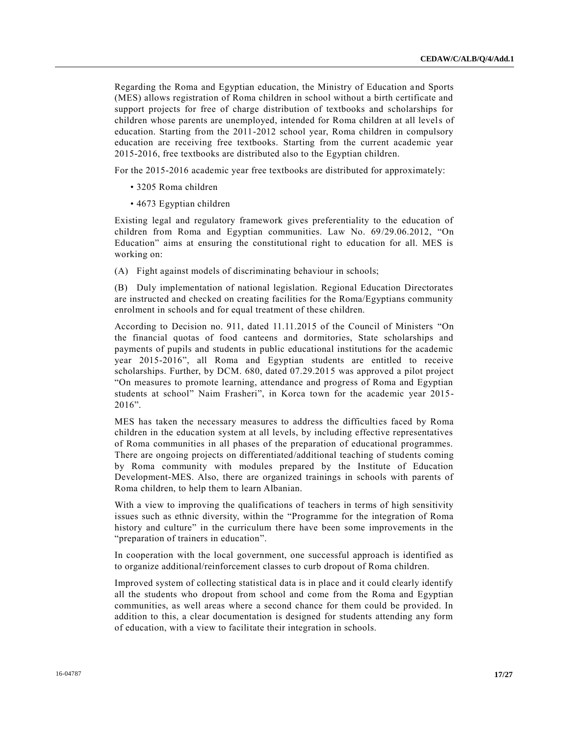Regarding the Roma and Egyptian education, the Ministry of Education and Sports (MES) allows registration of Roma children in school without a birth certificate and support projects for free of charge distribution of textbooks and scholarships for children whose parents are unemployed, intended for Roma children at all levels of education. Starting from the 2011-2012 school year, Roma children in compulsory education are receiving free textbooks. Starting from the current academic year 2015-2016, free textbooks are distributed also to the Egyptian children.

For the 2015-2016 academic year free textbooks are distributed for approximately:

- 3205 Roma children
- 4673 Egyptian children

Existing legal and regulatory framework gives preferentiality to the education of children from Roma and Egyptian communities. Law No. 69/29.06.2012, "On Education" aims at ensuring the constitutional right to education for all. MES is working on:

(A) Fight against models of discriminating behaviour in schools;

(B) Duly implementation of national legislation. Regional Education Directorates are instructed and checked on creating facilities for the Roma/Egyptians community enrolment in schools and for equal treatment of these children.

According to Decision no. 911, dated 11.11.2015 of the Council of Ministers "On the financial quotas of food canteens and dormitories, State scholarships and payments of pupils and students in public educational institutions for the academic year 2015-2016", all Roma and Egyptian students are entitled to receive scholarships. Further, by DCM. 680, dated 07.29.2015 was approved a pilot project "On measures to promote learning, attendance and progress of Roma and Egyptian students at school" Naim Frasheri", in Korca town for the academic year 2015-2016".

MES has taken the necessary measures to address the difficulties faced by Roma children in the education system at all levels, by including effective representatives of Roma communities in all phases of the preparation of educational programmes. There are ongoing projects on differentiated/additional teaching of students coming by Roma community with modules prepared by the Institute of Education Development-MES. Also, there are organized trainings in schools with parents of Roma children, to help them to learn Albanian.

With a view to improving the qualifications of teachers in terms of high sensitivity issues such as ethnic diversity, within the "Programme for the integration of Roma history and culture" in the curriculum there have been some improvements in the "preparation of trainers in education".

In cooperation with the local government, one successful approach is identified as to organize additional/reinforcement classes to curb dropout of Roma children.

Improved system of collecting statistical data is in place and it could clearly identify all the students who dropout from school and come from the Roma and Egyptian communities, as well areas where a second chance for them could be provided. In addition to this, a clear documentation is designed for students attending any form of education, with a view to facilitate their integration in schools.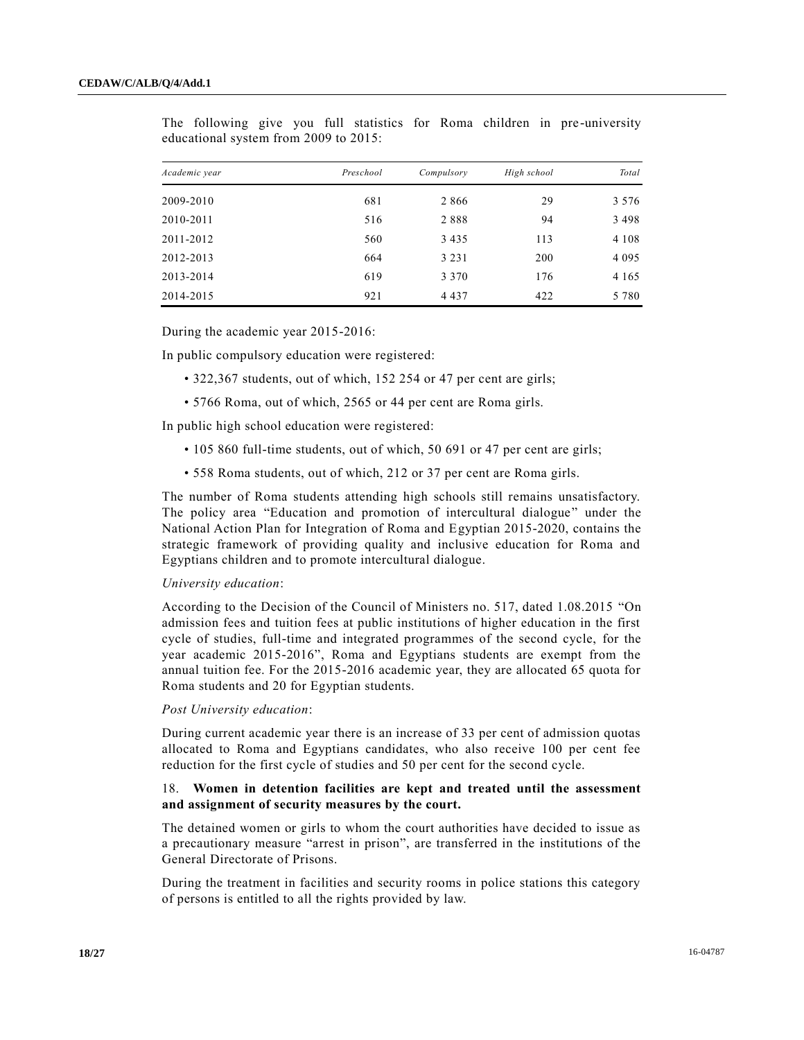The following give you full statistics for Roma children in pre-university educational system from 2009 to 2015:

| *Academic year* | *Preschool* | *Compulsory* | *High school* | *Total* |
|---|---|---|---|---|
| 2009-2010 | 681 | 2 866 | 29 | 3 576 |
| 2010-2011 | 516 | 2 888 | 94 | 3 498 |
| 2011-2012 | 560 | 3 435 | 113 | 4 108 |
| 2012-2013 | 664 | 3 231 | 200 | 4 095 |
| 2013-2014 | 619 | 3 370 | 176 | 4 165 |
| 2014-2015 | 921 | 4 437 | 422 | 5 780 |

During the academic year 2015-2016:

In public compulsory education were registered:

- 322,367 students, out of which, 152 254 or 47 per cent are girls;
- 5766 Roma, out of which, 2565 or 44 per cent are Roma girls.

In public high school education were registered:

- 105 860 full-time students, out of which, 50 691 or 47 per cent are girls;
- 558 Roma students, out of which, 212 or 37 per cent are Roma girls.

The number of Roma students attending high schools still remains unsatisfactory. The policy area "Education and promotion of intercultural dialogue" under the National Action Plan for Integration of Roma and Egyptian 2015-2020, contains the strategic framework of providing quality and inclusive education for Roma and Egyptians children and to promote intercultural dialogue.

*University education*:

According to the Decision of the Council of Ministers no. 517, dated 1.08.2015 "On admission fees and tuition fees at public institutions of higher education in the first cycle of studies, full-time and integrated programmes of the second cycle, for the year academic 2015-2016", Roma and Egyptians students are exempt from the annual tuition fee. For the 2015-2016 academic year, they are allocated 65 quota for Roma students and 20 for Egyptian students.

*Post University education*:

During current academic year there is an increase of 33 per cent of admission quotas allocated to Roma and Egyptians candidates, who also receive 100 per cent fee reduction for the first cycle of studies and 50 per cent for the second cycle.

18. **Women in detention facilities are kept and treated until the assessment and assignment of security measures by the court.**

The detained women or girls to whom the court authorities have decided to issue as a precautionary measure "arrest in prison", are transferred in the institutions of the General Directorate of Prisons.

During the treatment in facilities and security rooms in police stations this category of persons is entitled to all the rights provided by law.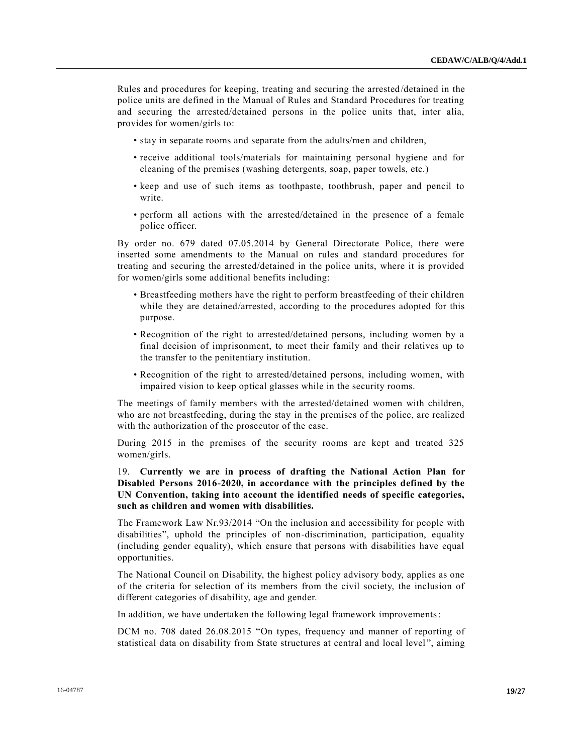Rules and procedures for keeping, treating and securing the arrested/detained in the police units are defined in the Manual of Rules and Standard Procedures for treating and securing the arrested/detained persons in the police units that, inter alia, provides for women/girls to:

- stay in separate rooms and separate from the adults/men and children,
- receive additional tools/materials for maintaining personal hygiene and for cleaning of the premises (washing detergents, soap, paper towels, etc.)
- keep and use of such items as toothpaste, toothbrush, paper and pencil to write.
- perform all actions with the arrested/detained in the presence of a female police officer.

By order no. 679 dated 07.05.2014 by General Directorate Police, there were inserted some amendments to the Manual on rules and standard procedures for treating and securing the arrested/detained in the police units, where it is provided for women/girls some additional benefits including:

- Breastfeeding mothers have the right to perform breastfeeding of their children while they are detained/arrested, according to the procedures adopted for this purpose.
- Recognition of the right to arrested/detained persons, including women by a final decision of imprisonment, to meet their family and their relatives up to the transfer to the penitentiary institution.
- Recognition of the right to arrested/detained persons, including women, with impaired vision to keep optical glasses while in the security rooms.

The meetings of family members with the arrested/detained women with children, who are not breastfeeding, during the stay in the premises of the police, are realized with the authorization of the prosecutor of the case.

During 2015 in the premises of the security rooms are kept and treated 325 women/girls.

19. **Currently we are in process of drafting the National Action Plan for Disabled Persons 2016-2020, in accordance with the principles defined by the UN Convention, taking into account the identified needs of specific categories, such as children and women with disabilities.**

The Framework Law Nr.93/2014 "On the inclusion and accessibility for people with disabilities", uphold the principles of non-discrimination, participation, equality (including gender equality), which ensure that persons with disabilities have equal opportunities.

The National Council on Disability, the highest policy advisory body, applies as one of the criteria for selection of its members from the civil society, the inclusion of different categories of disability, age and gender.

In addition, we have undertaken the following legal framework improvements:

DCM no. 708 dated 26.08.2015 "On types, frequency and manner of reporting of statistical data on disability from State structures at central and local level", aiming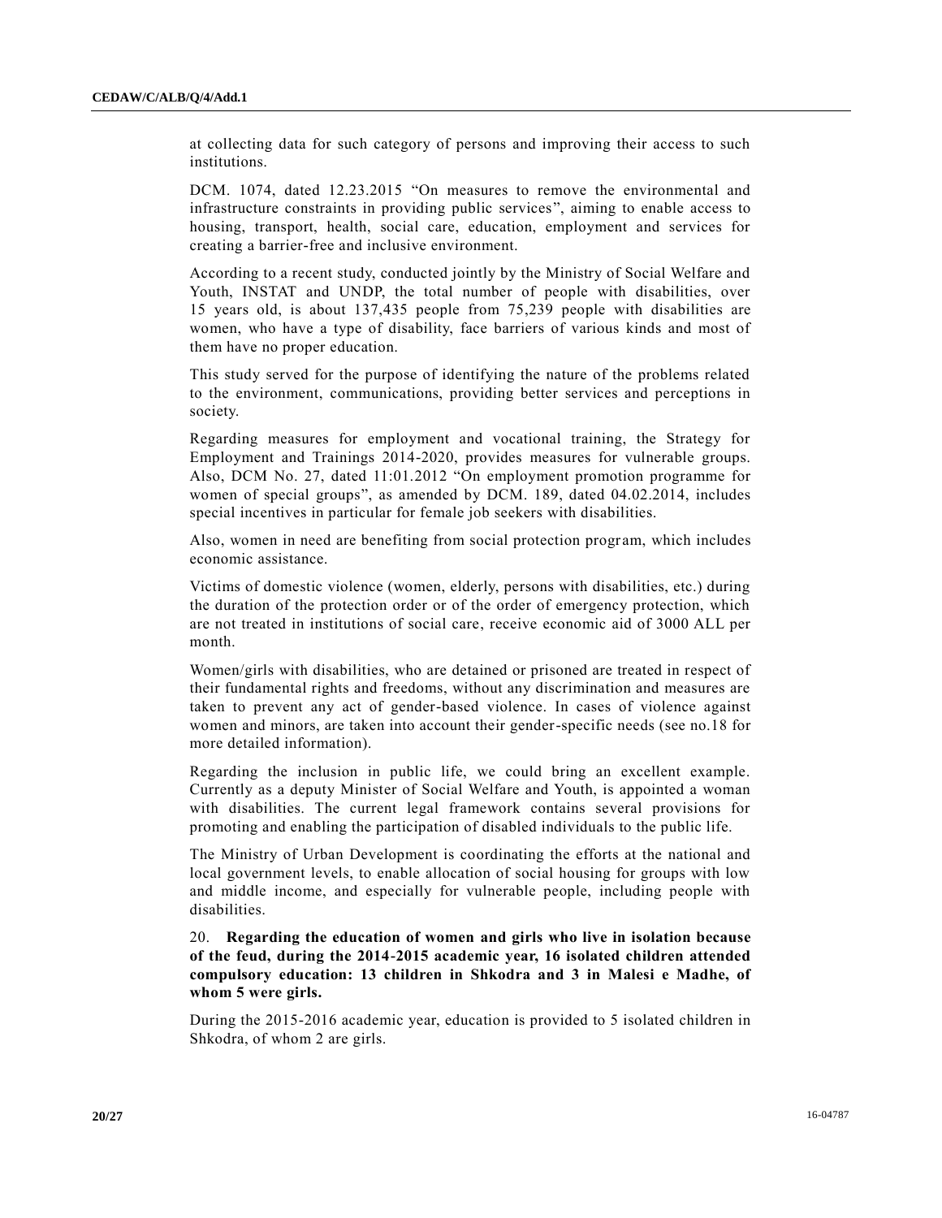at collecting data for such category of persons and improving their access to such institutions.

DCM. 1074, dated 12.23.2015 “On measures to remove the environmental and infrastructure constraints in providing public services”, aiming to enable access to housing, transport, health, social care, education, employment and services for creating a barrier-free and inclusive environment.

According to a recent study, conducted jointly by the Ministry of Social Welfare and Youth, INSTAT and UNDP, the total number of people with disabilities, over 15 years old, is about 137,435 people from 75,239 people with disabilities are women, who have a type of disability, face barriers of various kinds and most of them have no proper education.

This study served for the purpose of identifying the nature of the problems related to the environment, communications, providing better services and perceptions in society.

Regarding measures for employment and vocational training, the Strategy for Employment and Trainings 2014-2020, provides measures for vulnerable groups. Also, DCM No. 27, dated 11:01.2012 “On employment promotion programme for women of special groups”, as amended by DCM. 189, dated 04.02.2014, includes special incentives in particular for female job seekers with disabilities.

Also, women in need are benefiting from social protection program, which includes economic assistance.

Victims of domestic violence (women, elderly, persons with disabilities, etc.) during the duration of the protection order or of the order of emergency protection, which are not treated in institutions of social care, receive economic aid of 3000 ALL per month.

Women/girls with disabilities, who are detained or prisoned are treated in respect of their fundamental rights and freedoms, without any discrimination and measures are taken to prevent any act of gender-based violence. In cases of violence against women and minors, are taken into account their gender-specific needs (see no.18 for more detailed information).

Regarding the inclusion in public life, we could bring an excellent example. Currently as a deputy Minister of Social Welfare and Youth, is appointed a woman with disabilities. The current legal framework contains several provisions for promoting and enabling the participation of disabled individuals to the public life.

The Ministry of Urban Development is coordinating the efforts at the national and local government levels, to enable allocation of social housing for groups with low and middle income, and especially for vulnerable people, including people with disabilities.

20. **Regarding the education of women and girls who live in isolation because of the feud, during the 2014-2015 academic year, 16 isolated children attended compulsory education: 13 children in Shkodra and 3 in Malesi e Madhe, of whom 5 were girls.**

During the 2015-2016 academic year, education is provided to 5 isolated children in Shkodra, of whom 2 are girls.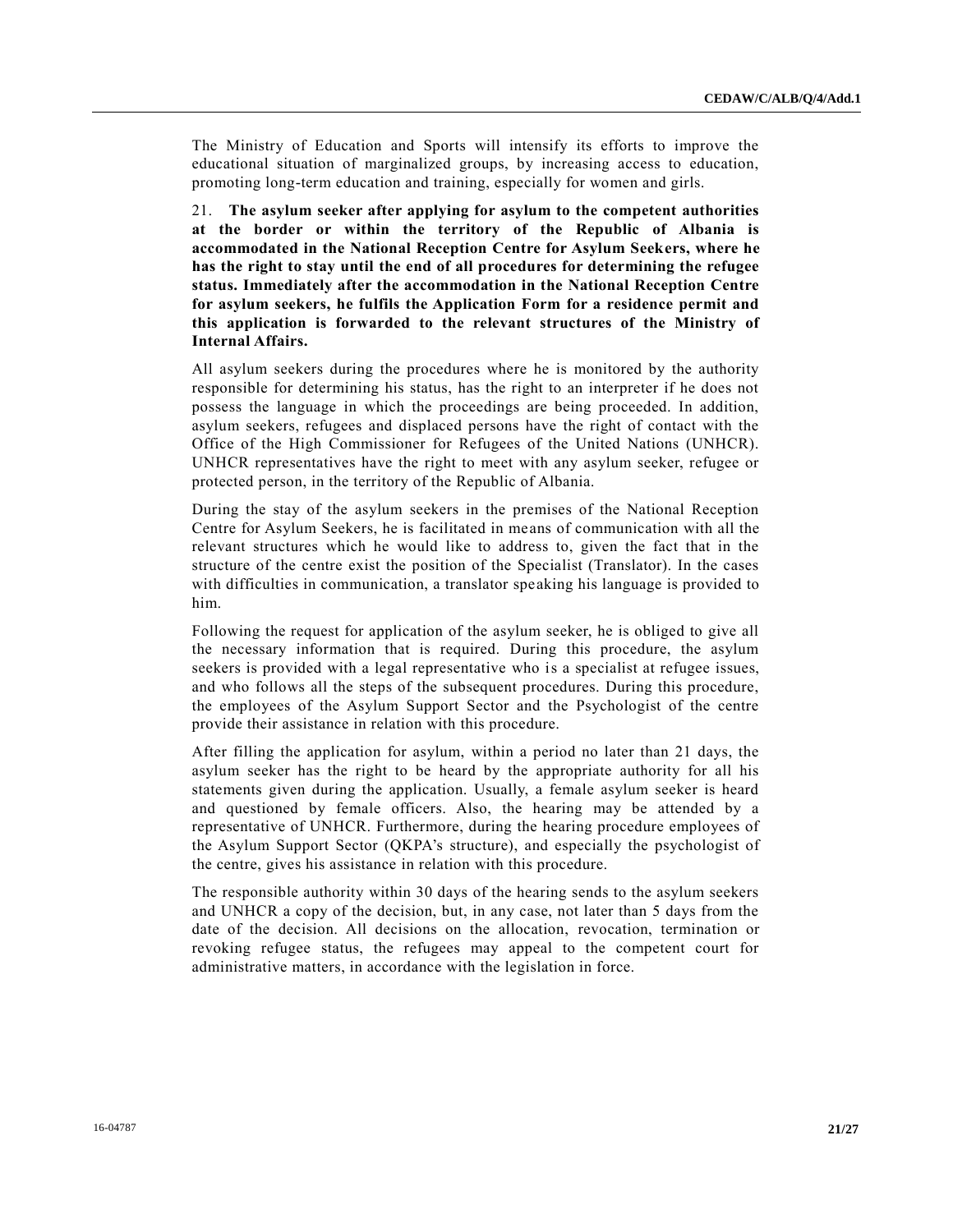The Ministry of Education and Sports will intensify its efforts to improve the educational situation of marginalized groups, by increasing access to education, promoting long-term education and training, especially for women and girls.

21. **The asylum seeker after applying for asylum to the competent authorities at the border or within the territory of the Republic of Albania is accommodated in the National Reception Centre for Asylum Seekers, where he has the right to stay until the end of all procedures for determining the refugee status. Immediately after the accommodation in the National Reception Centre for asylum seekers, he fulfils the Application Form for a residence permit and this application is forwarded to the relevant structures of the Ministry of Internal Affairs.**

All asylum seekers during the procedures where he is monitored by the authority responsible for determining his status, has the right to an interpreter if he does not possess the language in which the proceedings are being proceeded. In addition, asylum seekers, refugees and displaced persons have the right of contact with the Office of the High Commissioner for Refugees of the United Nations (UNHCR). UNHCR representatives have the right to meet with any asylum seeker, refugee or protected person, in the territory of the Republic of Albania.

During the stay of the asylum seekers in the premises of the National Reception Centre for Asylum Seekers, he is facilitated in means of communication with all the relevant structures which he would like to address to, given the fact that in the structure of the centre exist the position of the Specialist (Translator). In the cases with difficulties in communication, a translator speaking his language is provided to him.

Following the request for application of the asylum seeker, he is obliged to give all the necessary information that is required. During this procedure, the asylum seekers is provided with a legal representative who is a specialist at refugee issues, and who follows all the steps of the subsequent procedures. During this procedure, the employees of the Asylum Support Sector and the Psychologist of the centre provide their assistance in relation with this procedure.

After filling the application for asylum, within a period no later than 21 days, the asylum seeker has the right to be heard by the appropriate authority for all his statements given during the application. Usually, a female asylum seeker is heard and questioned by female officers. Also, the hearing may be attended by a representative of UNHCR. Furthermore, during the hearing procedure employees of the Asylum Support Sector (QKPA's structure), and especially the psychologist of the centre, gives his assistance in relation with this procedure.

The responsible authority within 30 days of the hearing sends to the asylum seekers and UNHCR a copy of the decision, but, in any case, not later than 5 days from the date of the decision. All decisions on the allocation, revocation, termination or revoking refugee status, the refugees may appeal to the competent court for administrative matters, in accordance with the legislation in force.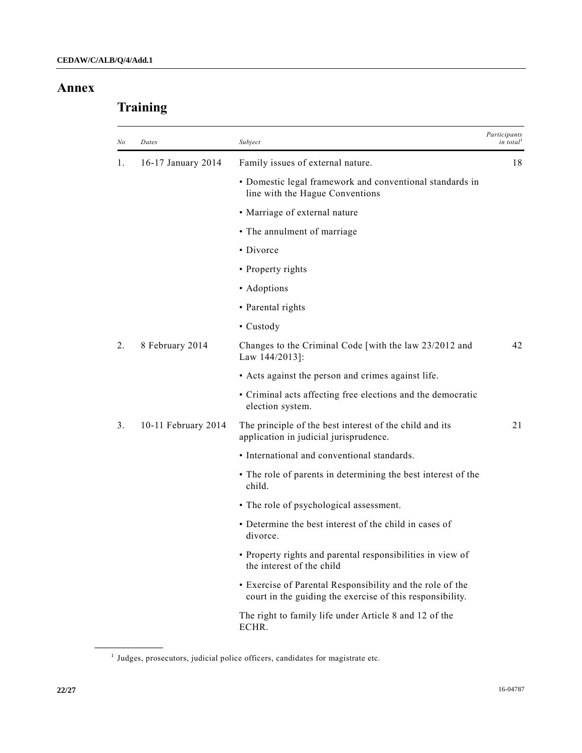# Annex

## Training

| No | Dates | Subject | Participants in total[1] |
|---|---|---|---|
| 1. | 16-17 January 2014 | Family issues of external nature. | 18 |
| | | • Domestic legal framework and conventional standards in line with the Hague Conventions | |
| | | • Marriage of external nature | |
| | | • The annulment of marriage | |
| | | • Divorce | |
| | | • Property rights | |
| | | • Adoptions | |
| | | • Parental rights | |
| | | • Custody | |
| 2. | 8 February 2014 | Changes to the Criminal Code [with the law 23/2012 and Law 144/2013]: | 42 |
| | | • Acts against the person and crimes against life. | |
| | | • Criminal acts affecting free elections and the democratic election system. | |
| 3. | 10-11 February 2014 | The principle of the best interest of the child and its application in judicial jurisprudence. | 21 |
| | | • International and conventional standards. | |
| | | • The role of parents in determining the best interest of the child. | |
| | | • The role of psychological assessment. | |
| | | • Determine the best interest of the child in cases of divorce. | |
| | | • Property rights and parental responsibilities in view of the interest of the child | |
| | | • Exercise of Parental Responsibility and the role of the court in the guiding the exercise of this responsibility. | |
| | | The right to family life under Article 8 and 12 of the ECHR. | |

[1] Judges, prosecutors, judicial police officers, candidates for magistrate etc.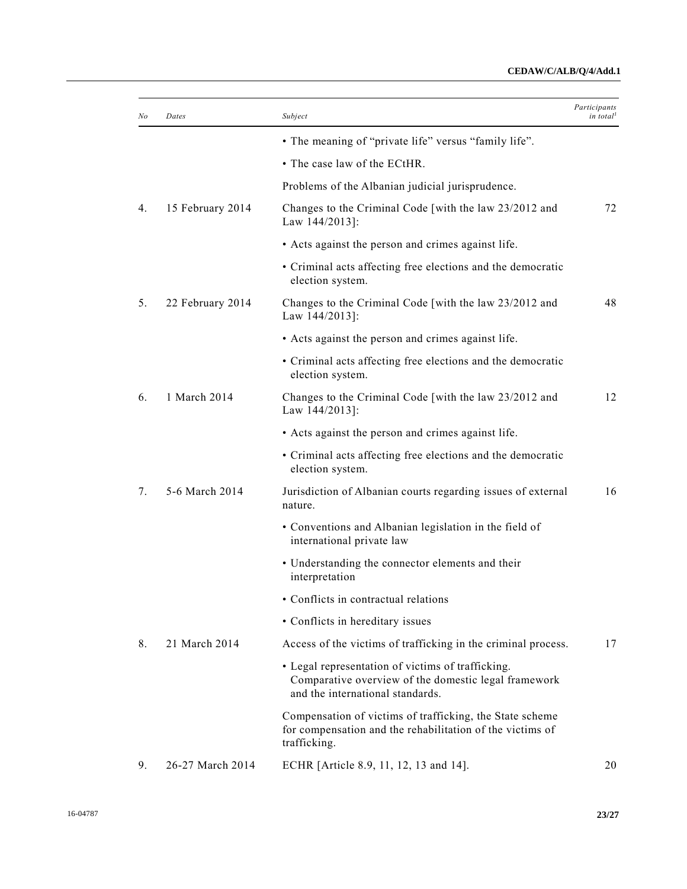| No | Dates | Subject | Participants in total[1] |
|---|---|---|---|
| | | • The meaning of “private life” versus “family life”. | |
| | | • The case law of the ECtHR. | |
| | | Problems of the Albanian judicial jurisprudence. | |
| 4. | 15 February 2014 | Changes to the Criminal Code [with the law 23/2012 and Law 144/2013]: | 72 |
| | | • Acts against the person and crimes against life. | |
| | | • Criminal acts affecting free elections and the democratic election system. | |
| 5. | 22 February 2014 | Changes to the Criminal Code [with the law 23/2012 and Law 144/2013]: | 48 |
| | | • Acts against the person and crimes against life. | |
| | | • Criminal acts affecting free elections and the democratic election system. | |
| 6. | 1 March 2014 | Changes to the Criminal Code [with the law 23/2012 and Law 144/2013]: | 12 |
| | | • Acts against the person and crimes against life. | |
| | | • Criminal acts affecting free elections and the democratic election system. | |
| 7. | 5-6 March 2014 | Jurisdiction of Albanian courts regarding issues of external nature. | 16 |
| | | • Conventions and Albanian legislation in the field of international private law | |
| | | • Understanding the connector elements and their interpretation | |
| | | • Conflicts in contractual relations | |
| | | • Conflicts in hereditary issues | |
| 8. | 21 March 2014 | Access of the victims of trafficking in the criminal process. | 17 |
| | | • Legal representation of victims of trafficking. Comparative overview of the domestic legal framework and the international standards. | |
| | | Compensation of victims of trafficking, the State scheme for compensation and the rehabilitation of the victims of trafficking. | |
| 9. | 26-27 March 2014 | ECHR [Article 8.9, 11, 12, 13 and 14]. | 20 |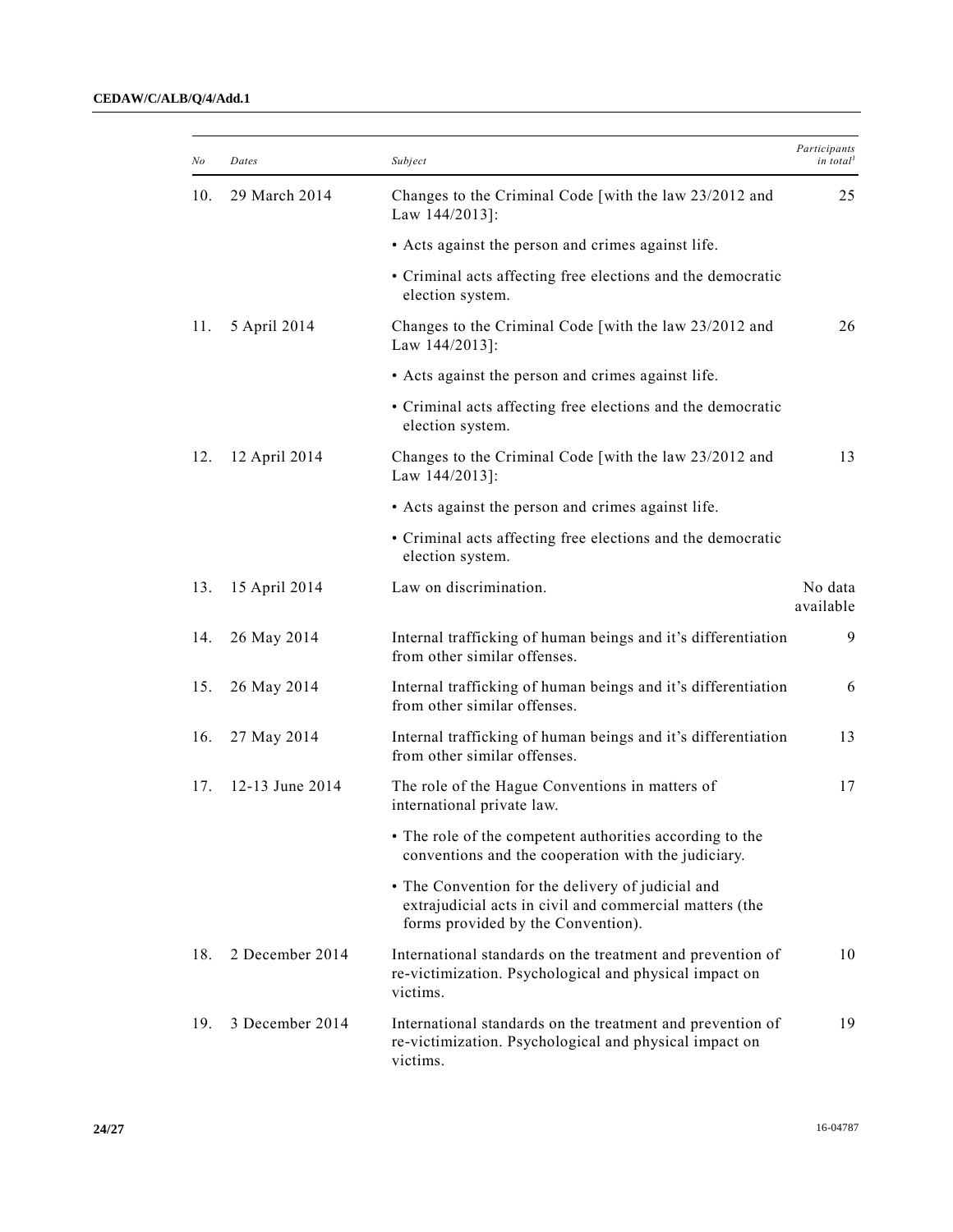| No | Dates | Subject | Participants in total[1] |
|---|---|---|---|
| 10. | 29 March 2014 | Changes to the Criminal Code [with the law 23/2012 and Law 144/2013]: | 25 |
| | | • Acts against the person and crimes against life. | |
| | | • Criminal acts affecting free elections and the democratic election system. | |
| 11. | 5 April 2014 | Changes to the Criminal Code [with the law 23/2012 and Law 144/2013]: | 26 |
| | | • Acts against the person and crimes against life. | |
| | | • Criminal acts affecting free elections and the democratic election system. | |
| 12. | 12 April 2014 | Changes to the Criminal Code [with the law 23/2012 and Law 144/2013]: | 13 |
| | | • Acts against the person and crimes against life. | |
| | | • Criminal acts affecting free elections and the democratic election system. | |
| 13. | 15 April 2014 | Law on discrimination. | No data available |
| 14. | 26 May 2014 | Internal trafficking of human beings and it's differentiation from other similar offenses. | 9 |
| 15. | 26 May 2014 | Internal trafficking of human beings and it's differentiation from other similar offenses. | 6 |
| 16. | 27 May 2014 | Internal trafficking of human beings and it's differentiation from other similar offenses. | 13 |
| 17. | 12-13 June 2014 | The role of the Hague Conventions in matters of international private law. | 17 |
| | | • The role of the competent authorities according to the conventions and the cooperation with the judiciary. | |
| | | • The Convention for the delivery of judicial and extrajudicial acts in civil and commercial matters (the forms provided by the Convention). | |
| 18. | 2 December 2014 | International standards on the treatment and prevention of re-victimization. Psychological and physical impact on victims. | 10 |
| 19. | 3 December 2014 | International standards on the treatment and prevention of re-victimization. Psychological and physical impact on victims. | 19 |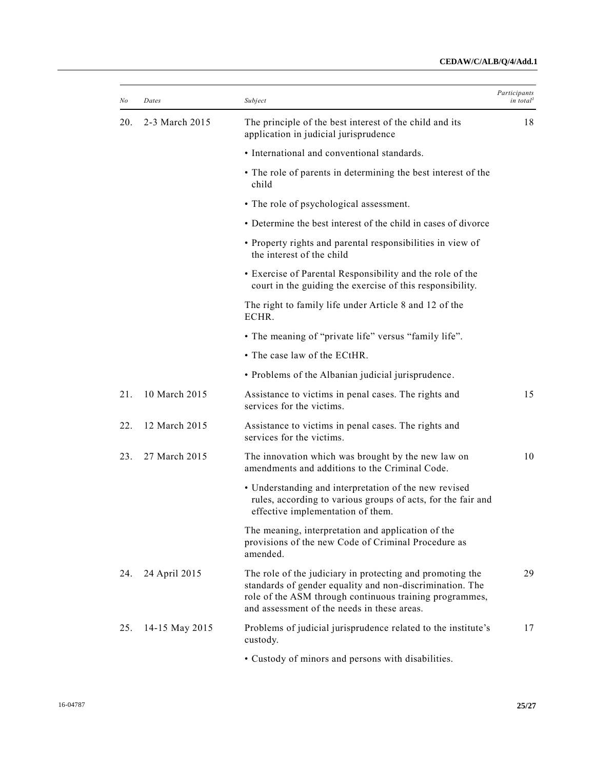| No | Dates | Subject | Participants in total[1] |
|---|---|---|---|
| 20. | 2-3 March 2015 | The principle of the best interest of the child and its application in judicial jurisprudence | 18 |
| | | • International and conventional standards. | |
| | | • The role of parents in determining the best interest of the child | |
| | | • The role of psychological assessment. | |
| | | • Determine the best interest of the child in cases of divorce | |
| | | • Property rights and parental responsibilities in view of the interest of the child | |
| | | • Exercise of Parental Responsibility and the role of the court in the guiding the exercise of this responsibility. | |
| | | The right to family life under Article 8 and 12 of the ECHR. | |
| | | • The meaning of "private life" versus "family life". | |
| | | • The case law of the ECtHR. | |
| | | • Problems of the Albanian judicial jurisprudence. | |
| 21. | 10 March 2015 | Assistance to victims in penal cases. The rights and services for the victims. | 15 |
| 22. | 12 March 2015 | Assistance to victims in penal cases. The rights and services for the victims. | |
| 23. | 27 March 2015 | The innovation which was brought by the new law on amendments and additions to the Criminal Code. | 10 |
| | | • Understanding and interpretation of the new revised rules, according to various groups of acts, for the fair and effective implementation of them. | |
| | | The meaning, interpretation and application of the provisions of the new Code of Criminal Procedure as amended. | |
| 24. | 24 April 2015 | The role of the judiciary in protecting and promoting the standards of gender equality and non-discrimination. The role of the ASM through continuous training programmes, and assessment of the needs in these areas. | 29 |
| 25. | 14-15 May 2015 | Problems of judicial jurisprudence related to the institute's custody. | 17 |
| | | • Custody of minors and persons with disabilities. | |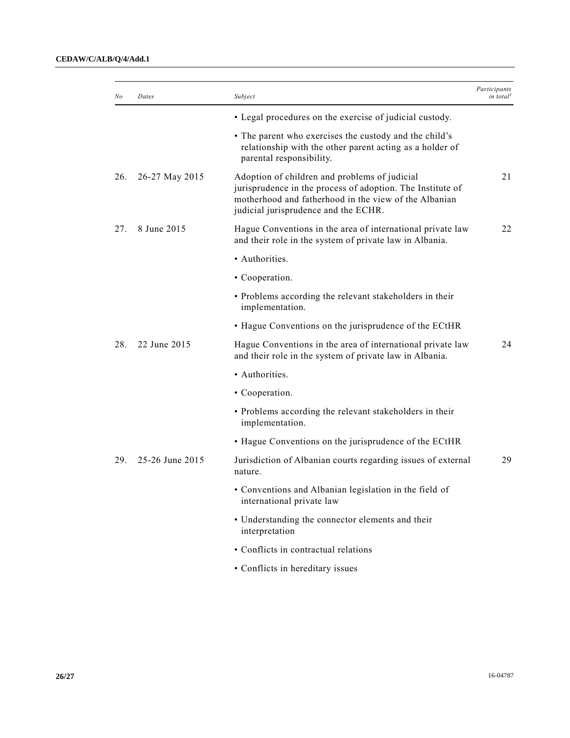| No | Dates | Subject | Participants in total[1] |
|---|---|---|---|
| | | • Legal procedures on the exercise of judicial custody. | |
| | | • The parent who exercises the custody and the child's relationship with the other parent acting as a holder of parental responsibility. | |
| 26. | 26-27 May 2015 | Adoption of children and problems of judicial jurisprudence in the process of adoption. The Institute of motherhood and fatherhood in the view of the Albanian judicial jurisprudence and the ECHR. | 21 |
| 27. | 8 June 2015 | Hague Conventions in the area of international private law and their role in the system of private law in Albania. | 22 |
| | | • Authorities. | |
| | | • Cooperation. | |
| | | • Problems according the relevant stakeholders in their implementation. | |
| | | • Hague Conventions on the jurisprudence of the ECtHR | |
| 28. | 22 June 2015 | Hague Conventions in the area of international private law and their role in the system of private law in Albania. | 24 |
| | | • Authorities. | |
| | | • Cooperation. | |
| | | • Problems according the relevant stakeholders in their implementation. | |
| | | • Hague Conventions on the jurisprudence of the ECtHR | |
| 29. | 25-26 June 2015 | Jurisdiction of Albanian courts regarding issues of external nature. | 29 |
| | | • Conventions and Albanian legislation in the field of international private law | |
| | | • Understanding the connector elements and their interpretation | |
| | | • Conflicts in contractual relations | |
| | | • Conflicts in hereditary issues | |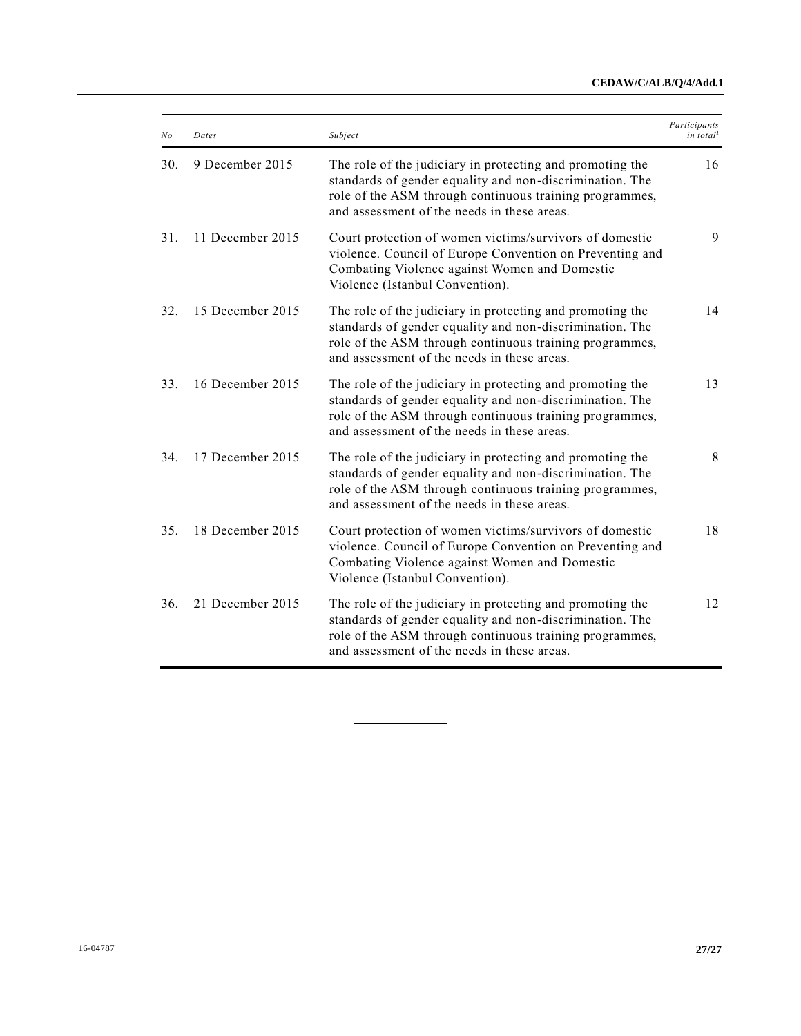| No | Dates | Subject | Participants in total[1] |
| --- | --- | --- | --- |
| 30. | 9 December 2015 | The role of the judiciary in protecting and promoting the standards of gender equality and non-discrimination. The role of the ASM through continuous training programmes, and assessment of the needs in these areas. | 16 |
| 31. | 11 December 2015 | Court protection of women victims/survivors of domestic violence. Council of Europe Convention on Preventing and Combating Violence against Women and Domestic Violence (Istanbul Convention). | 9 |
| 32. | 15 December 2015 | The role of the judiciary in protecting and promoting the standards of gender equality and non-discrimination. The role of the ASM through continuous training programmes, and assessment of the needs in these areas. | 14 |
| 33. | 16 December 2015 | The role of the judiciary in protecting and promoting the standards of gender equality and non-discrimination. The role of the ASM through continuous training programmes, and assessment of the needs in these areas. | 13 |
| 34. | 17 December 2015 | The role of the judiciary in protecting and promoting the standards of gender equality and non-discrimination. The role of the ASM through continuous training programmes, and assessment of the needs in these areas. | 8 |
| 35. | 18 December 2015 | Court protection of women victims/survivors of domestic violence. Council of Europe Convention on Preventing and Combating Violence against Women and Domestic Violence (Istanbul Convention). | 18 |
| 36. | 21 December 2015 | The role of the judiciary in protecting and promoting the standards of gender equality and non-discrimination. The role of the ASM through continuous training programmes, and assessment of the needs in these areas. | 12 |